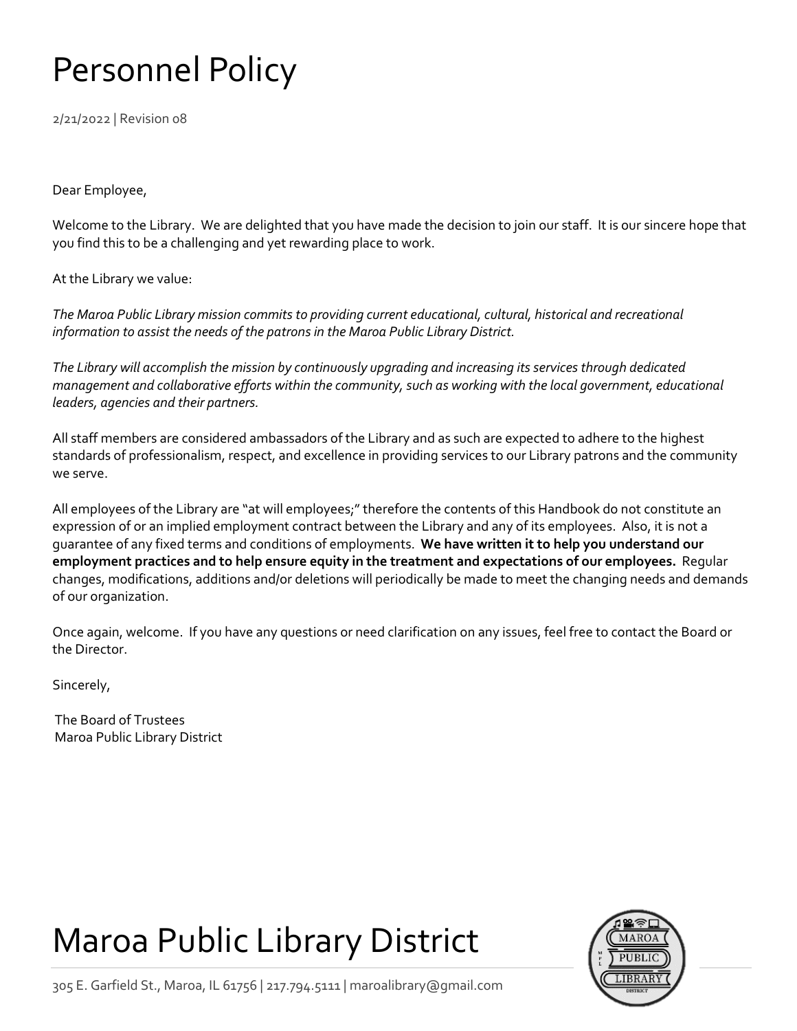# Personnel Policy

2/21/2022 | Revision 08

Dear Employee,

Welcome to the Library. We are delighted that you have made the decision to join our staff. It is our sincere hope that you find this to be a challenging and yet rewarding place to work.

At the Library we value:

*The Maroa Public Library mission commits to providing current educational, cultural, historical and recreational information to assist the needs of the patrons in the Maroa Public Library District.*

*The Library will accomplish the mission by continuously upgrading and increasing its services through dedicated management and collaborative efforts within the community, such as working with the local government, educational leaders, agencies and their partners.*

All staff members are considered ambassadors of the Library and as such are expected to adhere to the highest standards of professionalism, respect, and excellence in providing services to our Library patrons and the community we serve.

All employees of the Library are "at will employees;" therefore the contents of this Handbook do not constitute an expression of or an implied employment contract between the Library and any of its employees. Also, it is not a guarantee of any fixed terms and conditions of employments. **We have written it to help you understand our employment practices and to help ensure equity in the treatment and expectations of our employees.** Regular changes, modifications, additions and/or deletions will periodically be made to meet the changing needs and demands of our organization.

Once again, welcome. If you have any questions or need clarification on any issues, feel free to contact the Board or the Director.

Sincerely,

The Board of Trustees
Maroa Public Library District

# Maroa Public Library District

305 E. Garfield St., Maroa, IL 61756 | 217.794.5111 | maroalibrary@gmail.com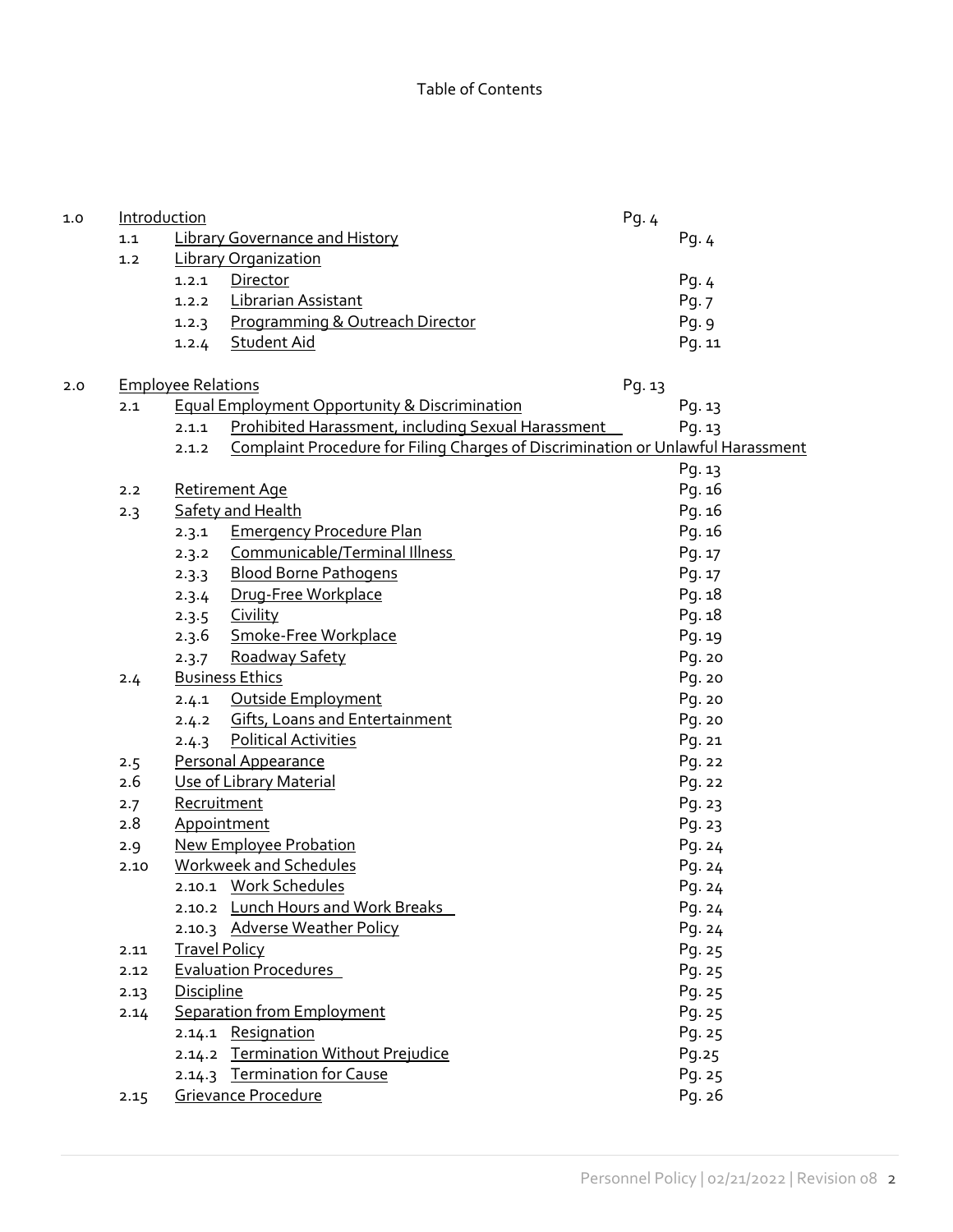Table of Contents

| | | | | |
|---|---|---|---|---|
| 1.0 | Introduction | | | Pg. 4 |
| | 1.1 | Library Governance and History | | Pg. 4 |
| | 1.2 | Library Organization | | |
| | | 1.2.1 | Director | Pg. 4 |
| | | 1.2.2 | Librarian Assistant | Pg. 7 |
| | | 1.2.3 | Programming & Outreach Director | Pg. 9 |
| | | 1.2.4 | Student Aid | Pg. 11 |
| 2.0 | Employee Relations | | | Pg. 13 |
| | 2.1 | Equal Employment Opportunity & Discrimination | | Pg. 13 |
| | | 2.1.1 | Prohibited Harassment, including Sexual Harassment | Pg. 13 |
| | | 2.1.2 | Complaint Procedure for Filing Charges of Discrimination or Unlawful Harassment | Pg. 13 |
| | 2.2 | Retirement Age | | Pg. 16 |
| | 2.3 | Safety and Health | | Pg. 16 |
| | | 2.3.1 | Emergency Procedure Plan | Pg. 16 |
| | | 2.3.2 | Communicable/Terminal Illness | Pg. 17 |
| | | 2.3.3 | Blood Borne Pathogens | Pg. 17 |
| | | 2.3.4 | Drug-Free Workplace | Pg. 18 |
| | | 2.3.5 | Civility | Pg. 18 |
| | | 2.3.6 | Smoke-Free Workplace | Pg. 19 |
| | | 2.3.7 | Roadway Safety | Pg. 20 |
| | 2.4 | Business Ethics | | Pg. 20 |
| | | 2.4.1 | Outside Employment | Pg. 20 |
| | | 2.4.2 | Gifts, Loans and Entertainment | Pg. 20 |
| | | 2.4.3 | Political Activities | Pg. 21 |
| | 2.5 | Personal Appearance | | Pg. 22 |
| | 2.6 | Use of Library Material | | Pg. 22 |
| | 2.7 | Recruitment | | Pg. 23 |
| | 2.8 | Appointment | | Pg. 23 |
| | 2.9 | New Employee Probation | | Pg. 24 |
| | 2.10 | Workweek and Schedules | | Pg. 24 |
| | | 2.10.1 | Work Schedules | Pg. 24 |
| | | 2.10.2 | Lunch Hours and Work Breaks | Pg. 24 |
| | | 2.10.3 | Adverse Weather Policy | Pg. 24 |
| | 2.11 | Travel Policy | | Pg. 25 |
| | 2.12 | Evaluation Procedures | | Pg. 25 |
| | 2.13 | Discipline | | Pg. 25 |
| | 2.14 | Separation from Employment | | Pg. 25 |
| | | 2.14.1 | Resignation | Pg. 25 |
| | | 2.14.2 | Termination Without Prejudice | Pg.25 |
| | | 2.14.3 | Termination for Cause | Pg. 25 |
| | 2.15 | Grievance Procedure | | Pg. 26 |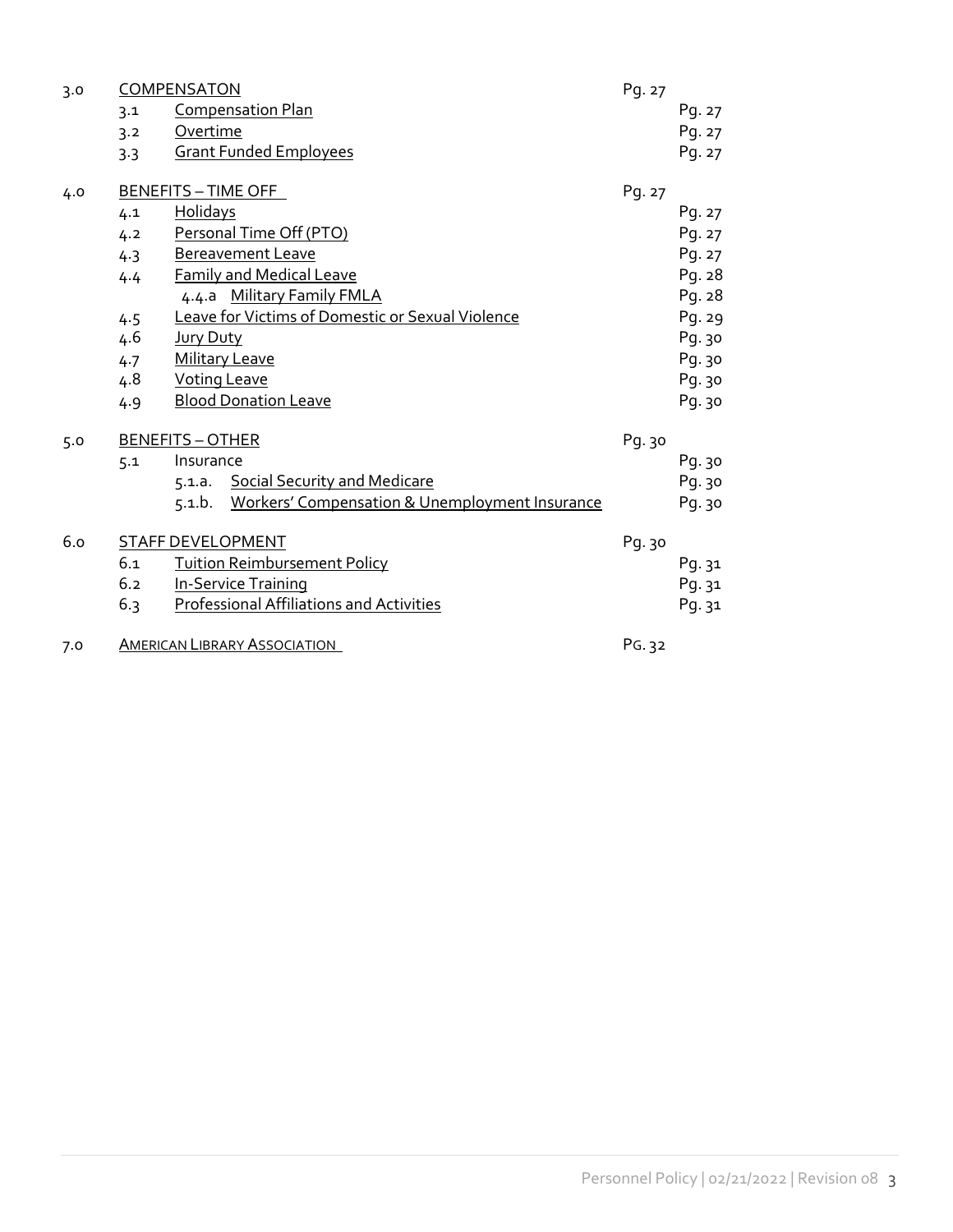| | | | |
|---|---|---|---|
| 3.0 | COMPENSATON | Pg. 27 | |
| | 3.1 Compensation Plan | | Pg. 27 |
| | 3.2 Overtime | | Pg. 27 |
| | 3.3 Grant Funded Employees | | Pg. 27 |
| 4.0 | BENEFITS – TIME OFF | Pg. 27 | |
| | 4.1 Holidays | | Pg. 27 |
| | 4.2 Personal Time Off (PTO) | | Pg. 27 |
| | 4.3 Bereavement Leave | | Pg. 27 |
| | 4.4 Family and Medical Leave | | Pg. 28 |
| | 4.4.a Military Family FMLA | | Pg. 28 |
| | 4.5 Leave for Victims of Domestic or Sexual Violence | | Pg. 29 |
| | 4.6 Jury Duty | | Pg. 30 |
| | 4.7 Military Leave | | Pg. 30 |
| | 4.8 Voting Leave | | Pg. 30 |
| | 4.9 Blood Donation Leave | | Pg. 30 |
| 5.0 | BENEFITS – OTHER | Pg. 30 | |
| | 5.1 Insurance | | Pg. 30 |
| | 5.1.a. Social Security and Medicare | | Pg. 30 |
| | 5.1.b. Workers' Compensation & Unemployment Insurance | | Pg. 30 |
| 6.0 | STAFF DEVELOPMENT | Pg. 30 | |
| | 6.1 Tuition Reimbursement Policy | | Pg. 31 |
| | 6.2 In-Service Training | | Pg. 31 |
| | 6.3 Professional Affiliations and Activities | | Pg. 31 |
| 7.0 | AMERICAN LIBRARY ASSOCIATION | PG. 32 | |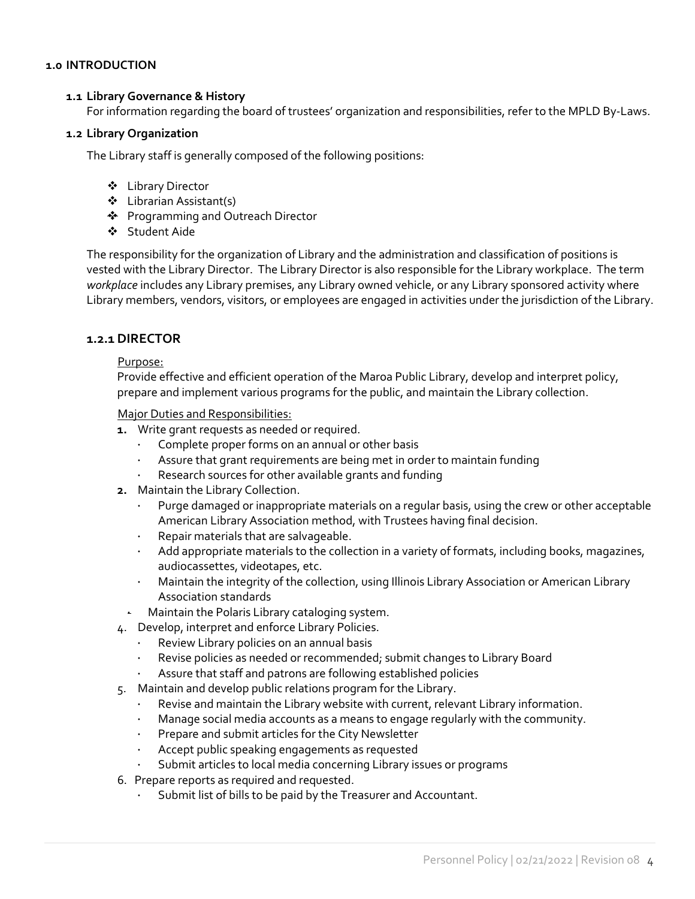# 1.0 INTRODUCTION

## 1.1 Library Governance & History

For information regarding the board of trustees' organization and responsibilities, refer to the MPLD By-Laws.

## 1.2 Library Organization

The Library staff is generally composed of the following positions:

- Library Director
- Librarian Assistant(s)
- Programming and Outreach Director
- Student Aide

The responsibility for the organization of Library and the administration and classification of positions is vested with the Library Director. The Library Director is also responsible for the Library workplace. The term *workplace* includes any Library premises, any Library owned vehicle, or any Library sponsored activity where Library members, vendors, visitors, or employees are engaged in activities under the jurisdiction of the Library.

### 1.2.1 DIRECTOR

Purpose:

Provide effective and efficient operation of the Maroa Public Library, develop and interpret policy, prepare and implement various programs for the public, and maintain the Library collection.

Major Duties and Responsibilities:

1. Write grant requests as needed or required.
   - Complete proper forms on an annual or other basis
   - Assure that grant requirements are being met in order to maintain funding
   - Research sources for other available grants and funding
2. Maintain the Library Collection.
   - Purge damaged or inappropriate materials on a regular basis, using the crew or other acceptable American Library Association method, with Trustees having final decision.
   - Repair materials that are salvageable.
   - Add appropriate materials to the collection in a variety of formats, including books, magazines, audiocassettes, videotapes, etc.
   - Maintain the integrity of the collection, using Illinois Library Association or American Library Association standards
   - Maintain the Polaris Library cataloging system.
4. Develop, interpret and enforce Library Policies.
   - Review Library policies on an annual basis
   - Revise policies as needed or recommended; submit changes to Library Board
   - Assure that staff and patrons are following established policies
5. Maintain and develop public relations program for the Library.
   - Revise and maintain the Library website with current, relevant Library information.
   - Manage social media accounts as a means to engage regularly with the community.
   - Prepare and submit articles for the City Newsletter
   - Accept public speaking engagements as requested
   - Submit articles to local media concerning Library issues or programs
6. Prepare reports as required and requested.
   - Submit list of bills to be paid by the Treasurer and Accountant.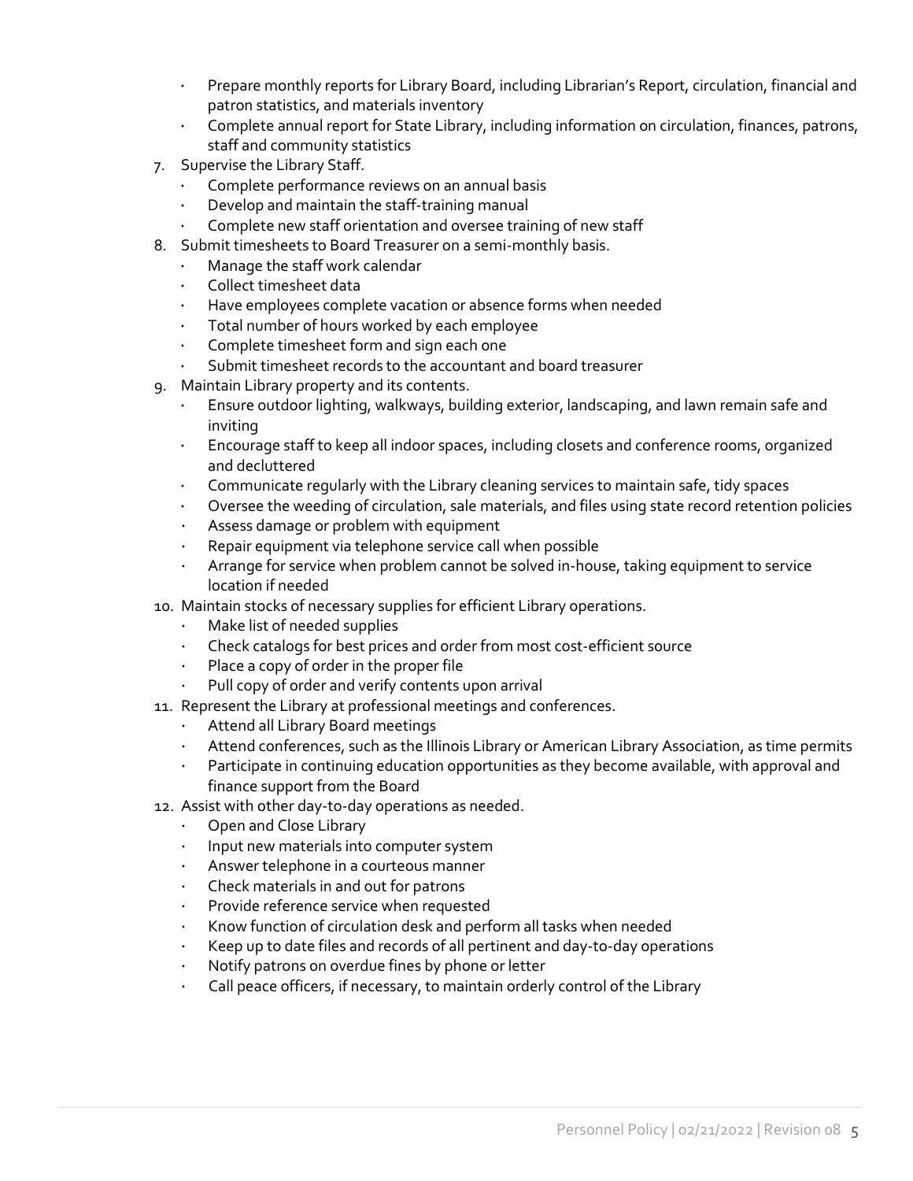- Prepare monthly reports for Library Board, including Librarian's Report, circulation, financial and patron statistics, and materials inventory
- Complete annual report for State Library, including information on circulation, finances, patrons, staff and community statistics

7. Supervise the Library Staff.
   - Complete performance reviews on an annual basis
   - Develop and maintain the staff-training manual
   - Complete new staff orientation and oversee training of new staff
8. Submit timesheets to Board Treasurer on a semi-monthly basis.
   - Manage the staff work calendar
   - Collect timesheet data
   - Have employees complete vacation or absence forms when needed
   - Total number of hours worked by each employee
   - Complete timesheet form and sign each one
   - Submit timesheet records to the accountant and board treasurer
9. Maintain Library property and its contents.
   - Ensure outdoor lighting, walkways, building exterior, landscaping, and lawn remain safe and inviting
   - Encourage staff to keep all indoor spaces, including closets and conference rooms, organized and decluttered
   - Communicate regularly with the Library cleaning services to maintain safe, tidy spaces
   - Oversee the weeding of circulation, sale materials, and files using state record retention policies
   - Assess damage or problem with equipment
   - Repair equipment via telephone service call when possible
   - Arrange for service when problem cannot be solved in-house, taking equipment to service location if needed
10. Maintain stocks of necessary supplies for efficient Library operations.
    - Make list of needed supplies
    - Check catalogs for best prices and order from most cost-efficient source
    - Place a copy of order in the proper file
    - Pull copy of order and verify contents upon arrival
11. Represent the Library at professional meetings and conferences.
    - Attend all Library Board meetings
    - Attend conferences, such as the Illinois Library or American Library Association, as time permits
    - Participate in continuing education opportunities as they become available, with approval and finance support from the Board
12. Assist with other day-to-day operations as needed.
    - Open and Close Library
    - Input new materials into computer system
    - Answer telephone in a courteous manner
    - Check materials in and out for patrons
    - Provide reference service when requested
    - Know function of circulation desk and perform all tasks when needed
    - Keep up to date files and records of all pertinent and day-to-day operations
    - Notify patrons on overdue fines by phone or letter
    - Call peace officers, if necessary, to maintain orderly control of the Library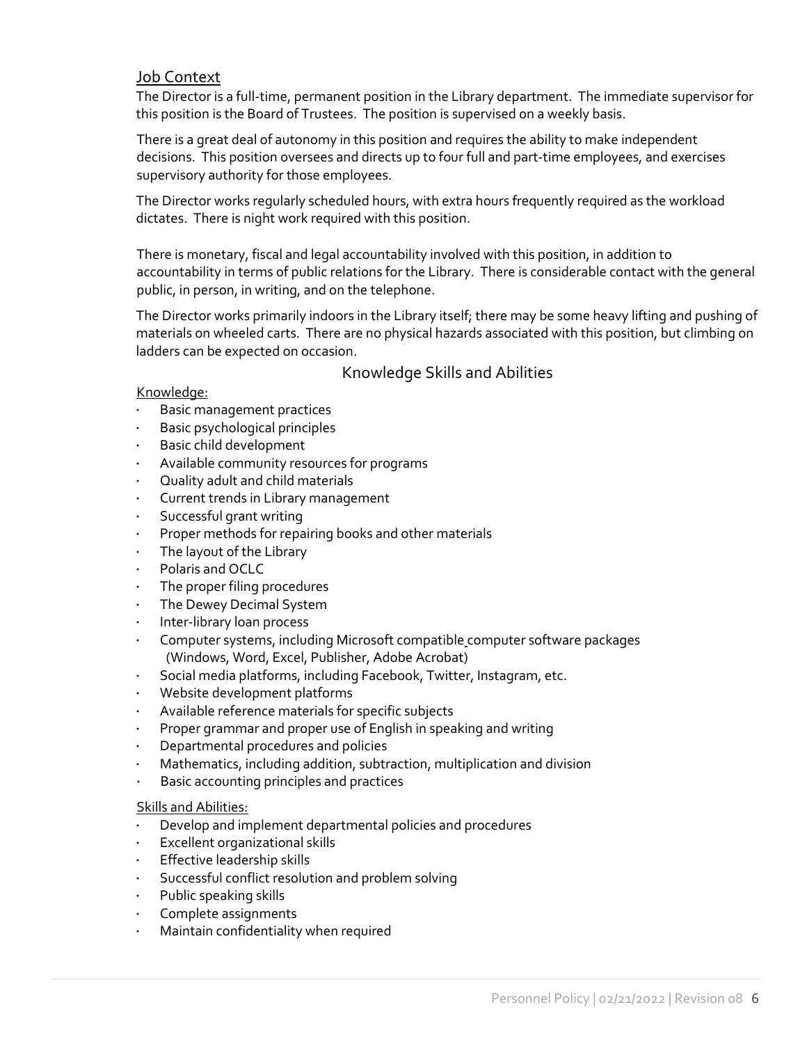### Job Context

The Director is a full-time, permanent position in the Library department. The immediate supervisor for this position is the Board of Trustees. The position is supervised on a weekly basis.

There is a great deal of autonomy in this position and requires the ability to make independent decisions. This position oversees and directs up to four full and part-time employees, and exercises supervisory authority for those employees.

The Director works regularly scheduled hours, with extra hours frequently required as the workload dictates. There is night work required with this position.

There is monetary, fiscal and legal accountability involved with this position, in addition to accountability in terms of public relations for the Library. There is considerable contact with the general public, in person, in writing, and on the telephone.

The Director works primarily indoors in the Library itself; there may be some heavy lifting and pushing of materials on wheeled carts. There are no physical hazards associated with this position, but climbing on ladders can be expected on occasion.

## Knowledge Skills and Abilities

Knowledge:

- Basic management practices
- Basic psychological principles
- Basic child development
- Available community resources for programs
- Quality adult and child materials
- Current trends in Library management
- Successful grant writing
- Proper methods for repairing books and other materials
- The layout of the Library
- Polaris and OCLC
- The proper filing procedures
- The Dewey Decimal System
- Inter-library loan process
- Computer systems, including Microsoft compatible computer software packages (Windows, Word, Excel, Publisher, Adobe Acrobat)
- Social media platforms, including Facebook, Twitter, Instagram, etc.
- Website development platforms
- Available reference materials for specific subjects
- Proper grammar and proper use of English in speaking and writing
- Departmental procedures and policies
- Mathematics, including addition, subtraction, multiplication and division
- Basic accounting principles and practices

Skills and Abilities:

- Develop and implement departmental policies and procedures
- Excellent organizational skills
- Effective leadership skills
- Successful conflict resolution and problem solving
- Public speaking skills
- Complete assignments
- Maintain confidentiality when required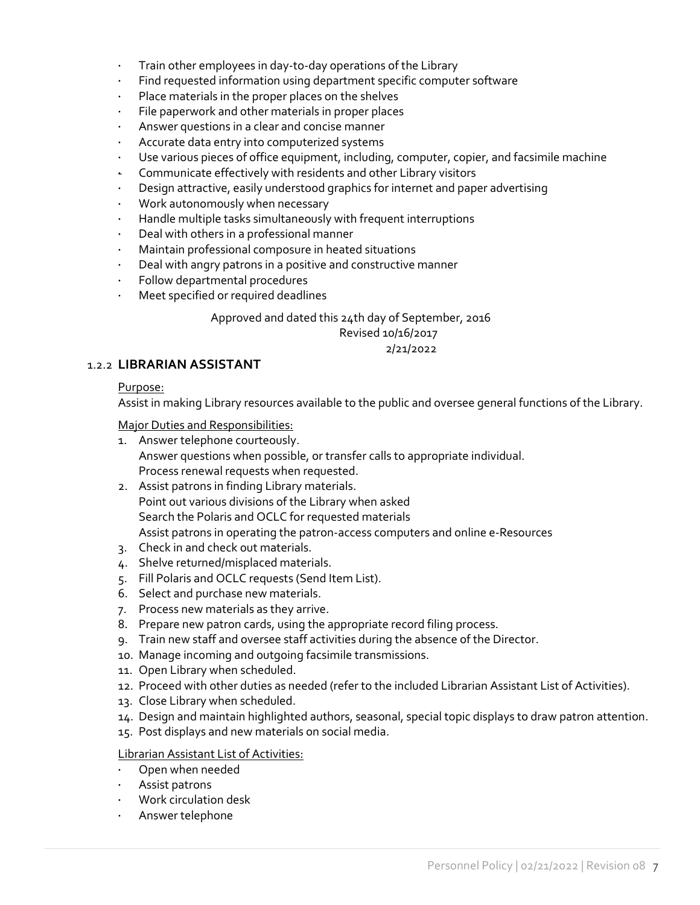- Train other employees in day-to-day operations of the Library
- Find requested information using department specific computer software
- Place materials in the proper places on the shelves
- File paperwork and other materials in proper places
- Answer questions in a clear and concise manner
- Accurate data entry into computerized systems
- Use various pieces of office equipment, including, computer, copier, and facsimile machine
- Communicate effectively with residents and other Library visitors
- Design attractive, easily understood graphics for internet and paper advertising
- Work autonomously when necessary
- Handle multiple tasks simultaneously with frequent interruptions
- Deal with others in a professional manner
- Maintain professional composure in heated situations
- Deal with angry patrons in a positive and constructive manner
- Follow departmental procedures
- Meet specified or required deadlines

Approved and dated this 24th day of September, 2016
Revised 10/16/2017
2/21/2022

### 1.2.2 LIBRARIAN ASSISTANT

Purpose:

Assist in making Library resources available to the public and oversee general functions of the Library.

Major Duties and Responsibilities:

1. Answer telephone courteously.
   Answer questions when possible, or transfer calls to appropriate individual.
   Process renewal requests when requested.
2. Assist patrons in finding Library materials.
   Point out various divisions of the Library when asked
   Search the Polaris and OCLC for requested materials
   Assist patrons in operating the patron-access computers and online e-Resources
3. Check in and check out materials.
4. Shelve returned/misplaced materials.
5. Fill Polaris and OCLC requests (Send Item List).
6. Select and purchase new materials.
7. Process new materials as they arrive.
8. Prepare new patron cards, using the appropriate record filing process.
9. Train new staff and oversee staff activities during the absence of the Director.
10. Manage incoming and outgoing facsimile transmissions.
11. Open Library when scheduled.
12. Proceed with other duties as needed (refer to the included Librarian Assistant List of Activities).
13. Close Library when scheduled.
14. Design and maintain highlighted authors, seasonal, special topic displays to draw patron attention.
15. Post displays and new materials on social media.

Librarian Assistant List of Activities:

- Open when needed
- Assist patrons
- Work circulation desk
- Answer telephone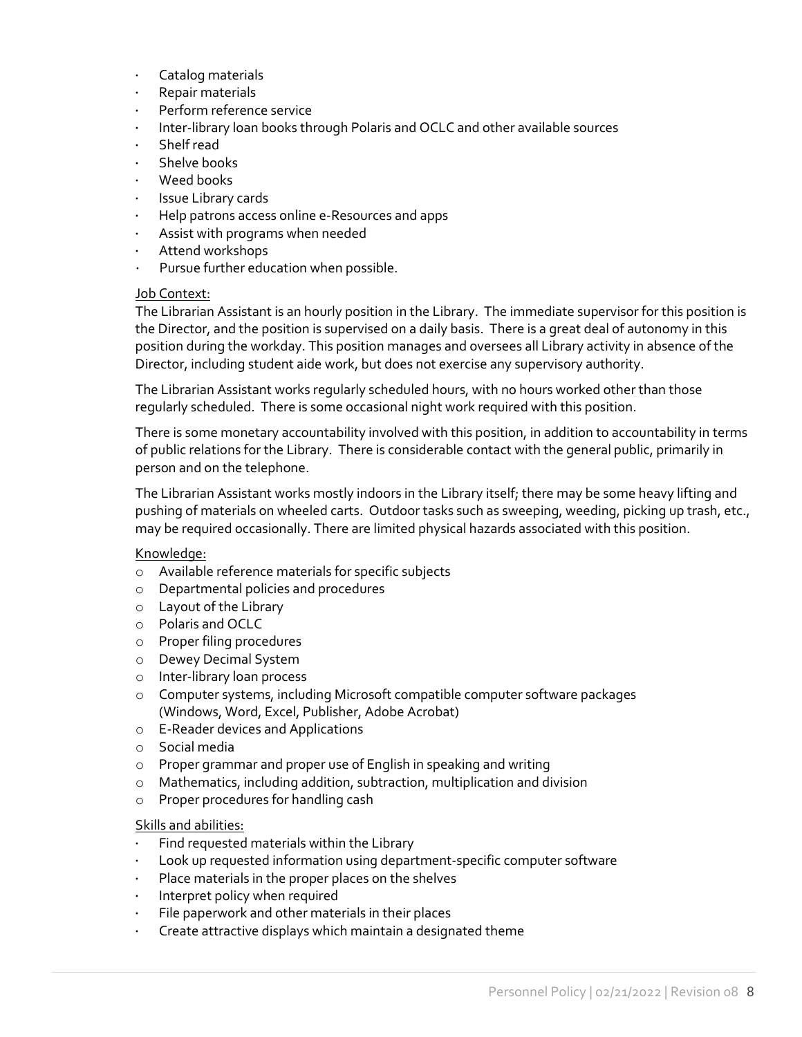- Catalog materials
- Repair materials
- Perform reference service
- Inter-library loan books through Polaris and OCLC and other available sources
- Shelf read
- Shelve books
- Weed books
- Issue Library cards
- Help patrons access online e-Resources and apps
- Assist with programs when needed
- Attend workshops
- Pursue further education when possible.

Job Context:

The Librarian Assistant is an hourly position in the Library. The immediate supervisor for this position is the Director, and the position is supervised on a daily basis. There is a great deal of autonomy in this position during the workday. This position manages and oversees all Library activity in absence of the Director, including student aide work, but does not exercise any supervisory authority.

The Librarian Assistant works regularly scheduled hours, with no hours worked other than those regularly scheduled. There is some occasional night work required with this position.

There is some monetary accountability involved with this position, in addition to accountability in terms of public relations for the Library. There is considerable contact with the general public, primarily in person and on the telephone.

The Librarian Assistant works mostly indoors in the Library itself; there may be some heavy lifting and pushing of materials on wheeled carts. Outdoor tasks such as sweeping, weeding, picking up trash, etc., may be required occasionally. There are limited physical hazards associated with this position.

Knowledge:

- Available reference materials for specific subjects
- Departmental policies and procedures
- Layout of the Library
- Polaris and OCLC
- Proper filing procedures
- Dewey Decimal System
- Inter-library loan process
- Computer systems, including Microsoft compatible computer software packages (Windows, Word, Excel, Publisher, Adobe Acrobat)
- E-Reader devices and Applications
- Social media
- Proper grammar and proper use of English in speaking and writing
- Mathematics, including addition, subtraction, multiplication and division
- Proper procedures for handling cash

Skills and abilities:

- Find requested materials within the Library
- Look up requested information using department-specific computer software
- Place materials in the proper places on the shelves
- Interpret policy when required
- File paperwork and other materials in their places
- Create attractive displays which maintain a designated theme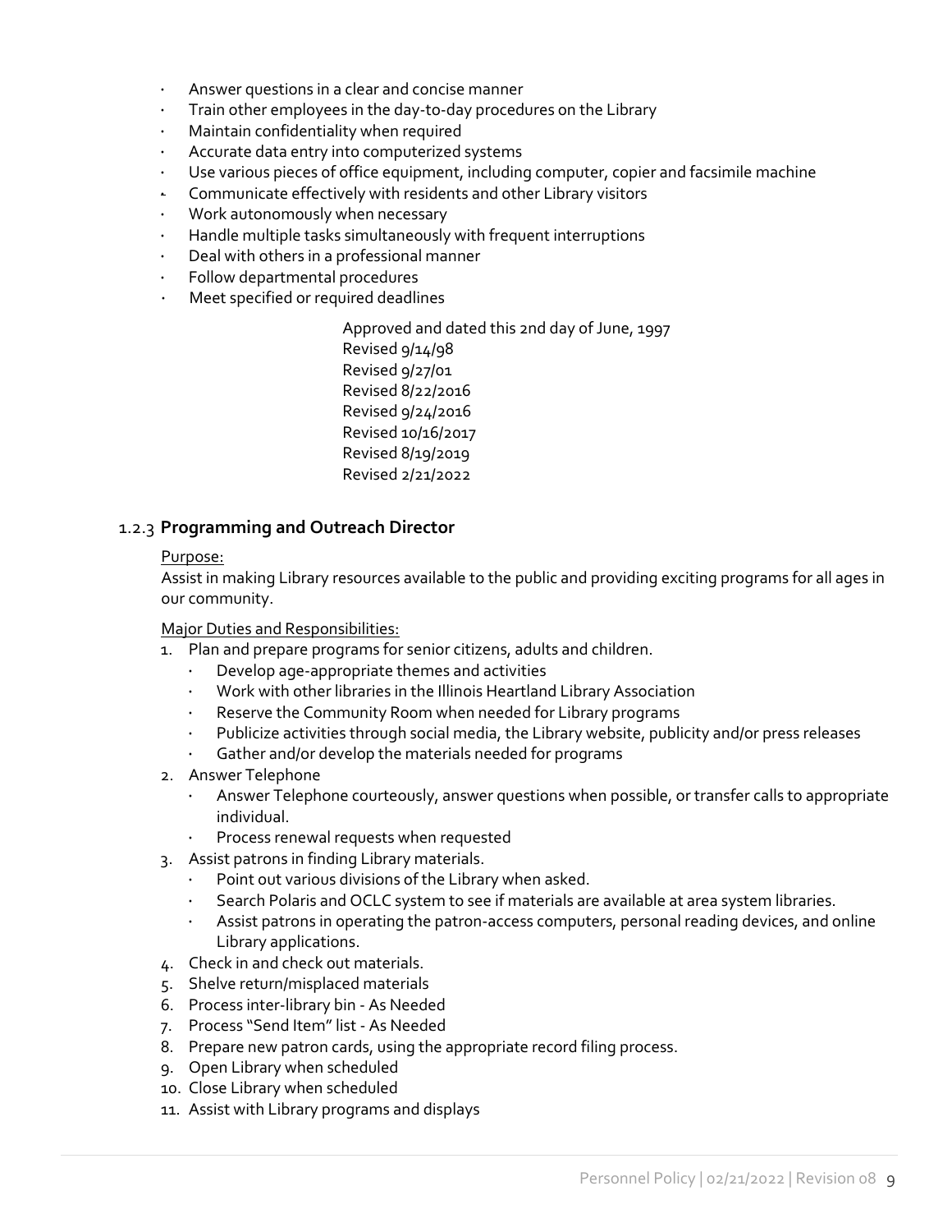- Answer questions in a clear and concise manner
- Train other employees in the day-to-day procedures on the Library
- Maintain confidentiality when required
- Accurate data entry into computerized systems
- Use various pieces of office equipment, including computer, copier and facsimile machine
- Communicate effectively with residents and other Library visitors
- Work autonomously when necessary
- Handle multiple tasks simultaneously with frequent interruptions
- Deal with others in a professional manner
- Follow departmental procedures
- Meet specified or required deadlines

Approved and dated this 2nd day of June, 1997
Revised 9/14/98
Revised 9/27/01
Revised 8/22/2016
Revised 9/24/2016
Revised 10/16/2017
Revised 8/19/2019
Revised 2/21/2022

### 1.2.3 **Programming and Outreach Director**

Purpose:

Assist in making Library resources available to the public and providing exciting programs for all ages in our community.

Major Duties and Responsibilities:

1. Plan and prepare programs for senior citizens, adults and children.
   - Develop age-appropriate themes and activities
   - Work with other libraries in the Illinois Heartland Library Association
   - Reserve the Community Room when needed for Library programs
   - Publicize activities through social media, the Library website, publicity and/or press releases
   - Gather and/or develop the materials needed for programs
2. Answer Telephone
   - Answer Telephone courteously, answer questions when possible, or transfer calls to appropriate individual.
   - Process renewal requests when requested
3. Assist patrons in finding Library materials.
   - Point out various divisions of the Library when asked.
   - Search Polaris and OCLC system to see if materials are available at area system libraries.
   - Assist patrons in operating the patron-access computers, personal reading devices, and online Library applications.
4. Check in and check out materials.
5. Shelve return/misplaced materials
6. Process inter-library bin - As Needed
7. Process "Send Item" list - As Needed
8. Prepare new patron cards, using the appropriate record filing process.
9. Open Library when scheduled
10. Close Library when scheduled
11. Assist with Library programs and displays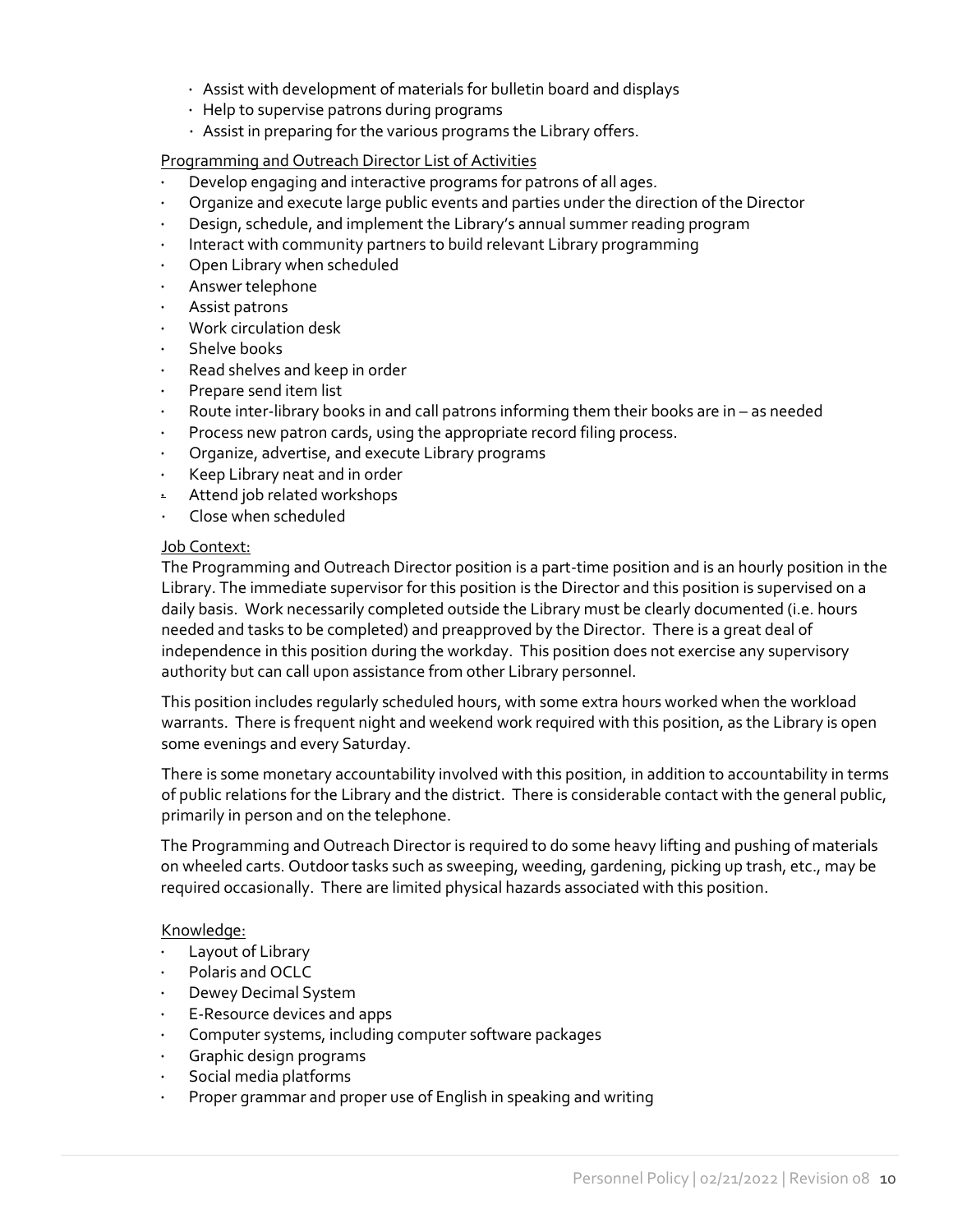- Assist with development of materials for bulletin board and displays
- Help to supervise patrons during programs
- Assist in preparing for the various programs the Library offers.

Programming and Outreach Director List of Activities

- Develop engaging and interactive programs for patrons of all ages.
- Organize and execute large public events and parties under the direction of the Director
- Design, schedule, and implement the Library's annual summer reading program
- Interact with community partners to build relevant Library programming
- Open Library when scheduled
- Answer telephone
- Assist patrons
- Work circulation desk
- Shelve books
- Read shelves and keep in order
- Prepare send item list
- Route inter-library books in and call patrons informing them their books are in – as needed
- Process new patron cards, using the appropriate record filing process.
- Organize, advertise, and execute Library programs
- Keep Library neat and in order
- Attend job related workshops
- Close when scheduled

Job Context:

The Programming and Outreach Director position is a part-time position and is an hourly position in the Library. The immediate supervisor for this position is the Director and this position is supervised on a daily basis. Work necessarily completed outside the Library must be clearly documented (i.e. hours needed and tasks to be completed) and preapproved by the Director. There is a great deal of independence in this position during the workday. This position does not exercise any supervisory authority but can call upon assistance from other Library personnel.

This position includes regularly scheduled hours, with some extra hours worked when the workload warrants. There is frequent night and weekend work required with this position, as the Library is open some evenings and every Saturday.

There is some monetary accountability involved with this position, in addition to accountability in terms of public relations for the Library and the district. There is considerable contact with the general public, primarily in person and on the telephone.

The Programming and Outreach Director is required to do some heavy lifting and pushing of materials on wheeled carts. Outdoor tasks such as sweeping, weeding, gardening, picking up trash, etc., may be required occasionally. There are limited physical hazards associated with this position.

Knowledge:

- Layout of Library
- Polaris and OCLC
- Dewey Decimal System
- E-Resource devices and apps
- Computer systems, including computer software packages
- Graphic design programs
- Social media platforms
- Proper grammar and proper use of English in speaking and writing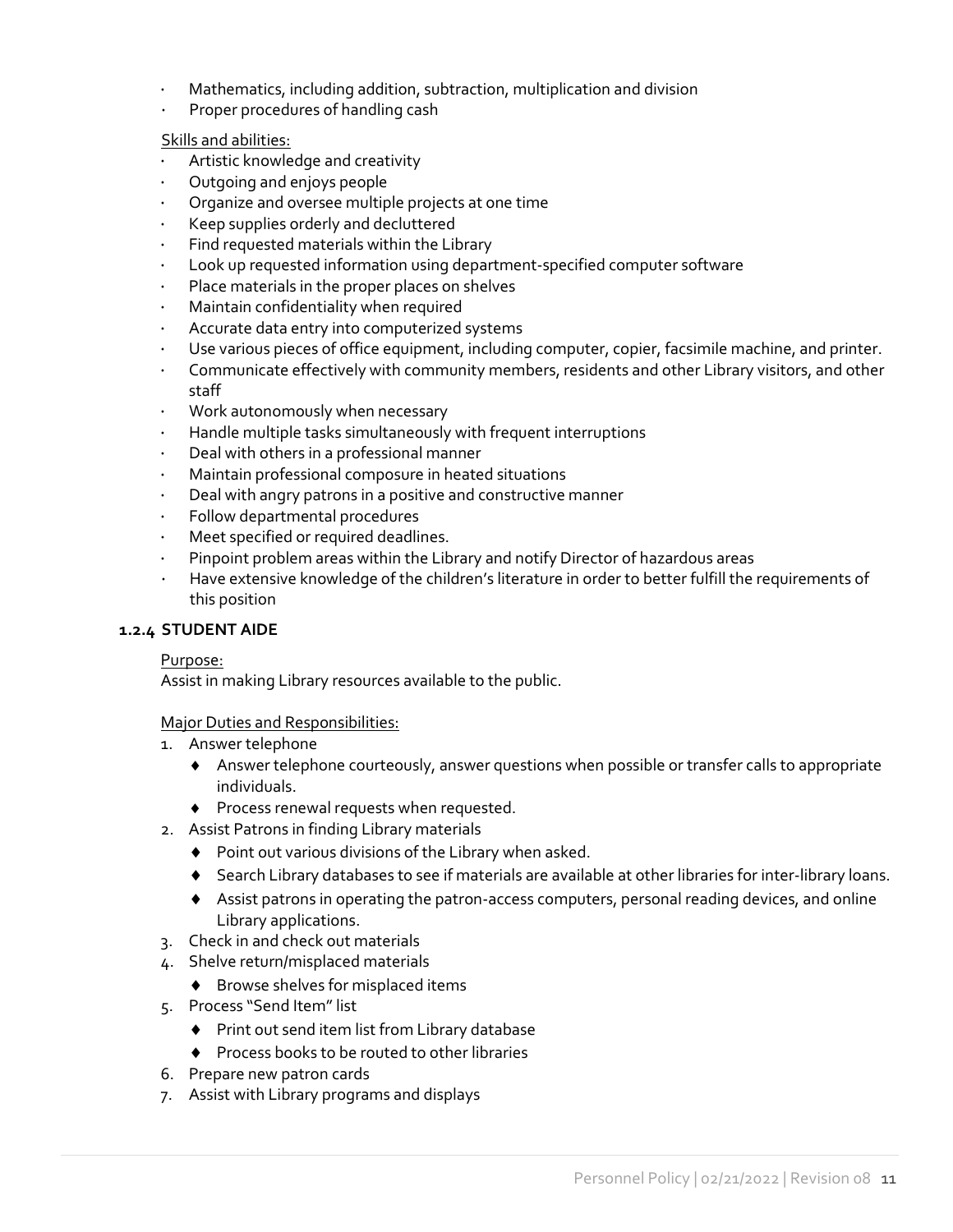- Mathematics, including addition, subtraction, multiplication and division
- Proper procedures of handling cash

Skills and abilities:

- Artistic knowledge and creativity
- Outgoing and enjoys people
- Organize and oversee multiple projects at one time
- Keep supplies orderly and decluttered
- Find requested materials within the Library
- Look up requested information using department-specified computer software
- Place materials in the proper places on shelves
- Maintain confidentiality when required
- Accurate data entry into computerized systems
- Use various pieces of office equipment, including computer, copier, facsimile machine, and printer.
- Communicate effectively with community members, residents and other Library visitors, and other staff
- Work autonomously when necessary
- Handle multiple tasks simultaneously with frequent interruptions
- Deal with others in a professional manner
- Maintain professional composure in heated situations
- Deal with angry patrons in a positive and constructive manner
- Follow departmental procedures
- Meet specified or required deadlines.
- Pinpoint problem areas within the Library and notify Director of hazardous areas
- Have extensive knowledge of the children's literature in order to better fulfill the requirements of this position

### 1.2.4 STUDENT AIDE

Purpose:

Assist in making Library resources available to the public.

Major Duties and Responsibilities:

1. Answer telephone
   - Answer telephone courteously, answer questions when possible or transfer calls to appropriate individuals.
   - Process renewal requests when requested.
2. Assist Patrons in finding Library materials
   - Point out various divisions of the Library when asked.
   - Search Library databases to see if materials are available at other libraries for inter-library loans.
   - Assist patrons in operating the patron-access computers, personal reading devices, and online Library applications.
3. Check in and check out materials
4. Shelve return/misplaced materials
   - Browse shelves for misplaced items
5. Process "Send Item" list
   - Print out send item list from Library database
   - Process books to be routed to other libraries
6. Prepare new patron cards
7. Assist with Library programs and displays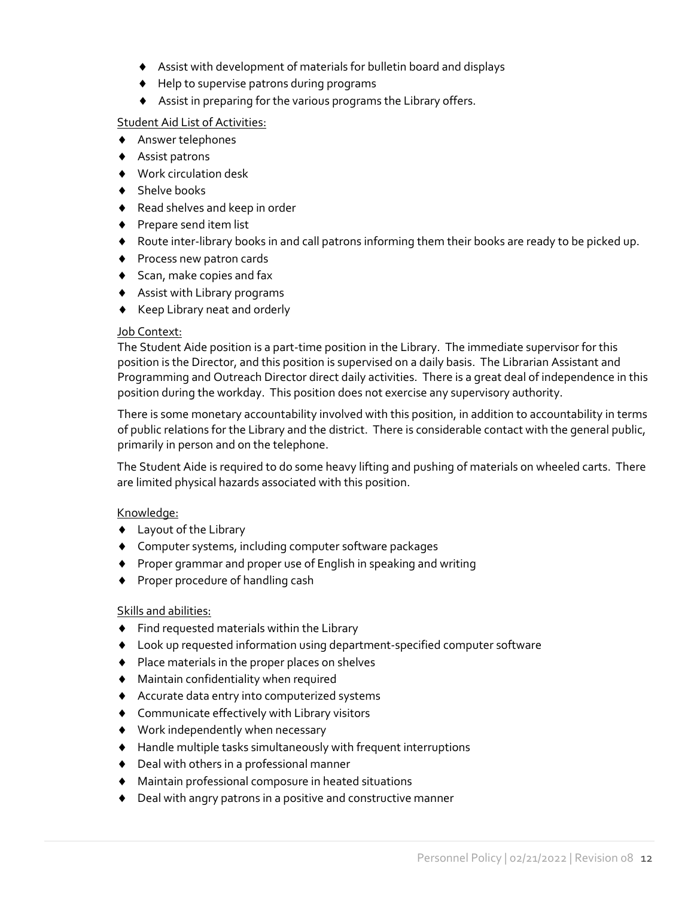- Assist with development of materials for bulletin board and displays
- Help to supervise patrons during programs
- Assist in preparing for the various programs the Library offers.

Student Aid List of Activities:

- Answer telephones
- Assist patrons
- Work circulation desk
- Shelve books
- Read shelves and keep in order
- Prepare send item list
- Route inter-library books in and call patrons informing them their books are ready to be picked up.
- Process new patron cards
- Scan, make copies and fax
- Assist with Library programs
- Keep Library neat and orderly

Job Context:

The Student Aide position is a part-time position in the Library. The immediate supervisor for this position is the Director, and this position is supervised on a daily basis. The Librarian Assistant and Programming and Outreach Director direct daily activities. There is a great deal of independence in this position during the workday. This position does not exercise any supervisory authority.

There is some monetary accountability involved with this position, in addition to accountability in terms of public relations for the Library and the district. There is considerable contact with the general public, primarily in person and on the telephone.

The Student Aide is required to do some heavy lifting and pushing of materials on wheeled carts. There are limited physical hazards associated with this position.

Knowledge:

- Layout of the Library
- Computer systems, including computer software packages
- Proper grammar and proper use of English in speaking and writing
- Proper procedure of handling cash

Skills and abilities:

- Find requested materials within the Library
- Look up requested information using department-specified computer software
- Place materials in the proper places on shelves
- Maintain confidentiality when required
- Accurate data entry into computerized systems
- Communicate effectively with Library visitors
- Work independently when necessary
- Handle multiple tasks simultaneously with frequent interruptions
- Deal with others in a professional manner
- Maintain professional composure in heated situations
- Deal with angry patrons in a positive and constructive manner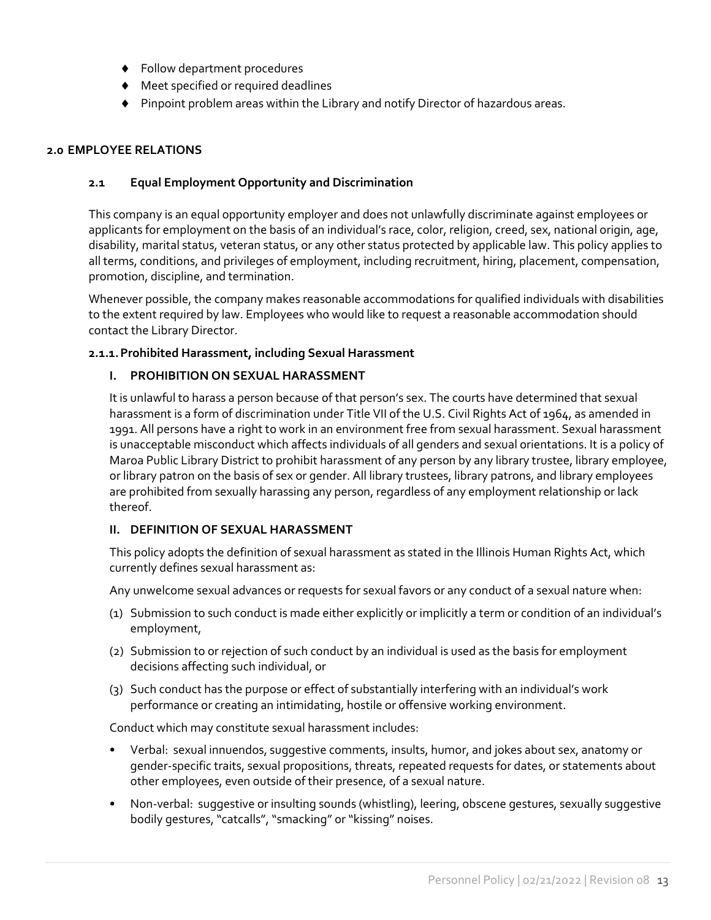- Follow department procedures
- Meet specified or required deadlines
- Pinpoint problem areas within the Library and notify Director of hazardous areas.

## 2.0 EMPLOYEE RELATIONS

### 2.1 Equal Employment Opportunity and Discrimination

This company is an equal opportunity employer and does not unlawfully discriminate against employees or applicants for employment on the basis of an individual's race, color, religion, creed, sex, national origin, age, disability, marital status, veteran status, or any other status protected by applicable law. This policy applies to all terms, conditions, and privileges of employment, including recruitment, hiring, placement, compensation, promotion, discipline, and termination.

Whenever possible, the company makes reasonable accommodations for qualified individuals with disabilities to the extent required by law. Employees who would like to request a reasonable accommodation should contact the Library Director.

#### 2.1.1. Prohibited Harassment, including Sexual Harassment

**I. PROHIBITION ON SEXUAL HARASSMENT**

It is unlawful to harass a person because of that person's sex. The courts have determined that sexual harassment is a form of discrimination under Title VII of the U.S. Civil Rights Act of 1964, as amended in 1991. All persons have a right to work in an environment free from sexual harassment. Sexual harassment is unacceptable misconduct which affects individuals of all genders and sexual orientations. It is a policy of Maroa Public Library District to prohibit harassment of any person by any library trustee, library employee, or library patron on the basis of sex or gender. All library trustees, library patrons, and library employees are prohibited from sexually harassing any person, regardless of any employment relationship or lack thereof.

**II. DEFINITION OF SEXUAL HARASSMENT**

This policy adopts the definition of sexual harassment as stated in the Illinois Human Rights Act, which currently defines sexual harassment as:

Any unwelcome sexual advances or requests for sexual favors or any conduct of a sexual nature when:

(1) Submission to such conduct is made either explicitly or implicitly a term or condition of an individual's employment,

(2) Submission to or rejection of such conduct by an individual is used as the basis for employment decisions affecting such individual, or

(3) Such conduct has the purpose or effect of substantially interfering with an individual's work performance or creating an intimidating, hostile or offensive working environment.

Conduct which may constitute sexual harassment includes:

- Verbal: sexual innuendos, suggestive comments, insults, humor, and jokes about sex, anatomy or gender-specific traits, sexual propositions, threats, repeated requests for dates, or statements about other employees, even outside of their presence, of a sexual nature.
- Non-verbal: suggestive or insulting sounds (whistling), leering, obscene gestures, sexually suggestive bodily gestures, "catcalls", "smacking" or "kissing" noises.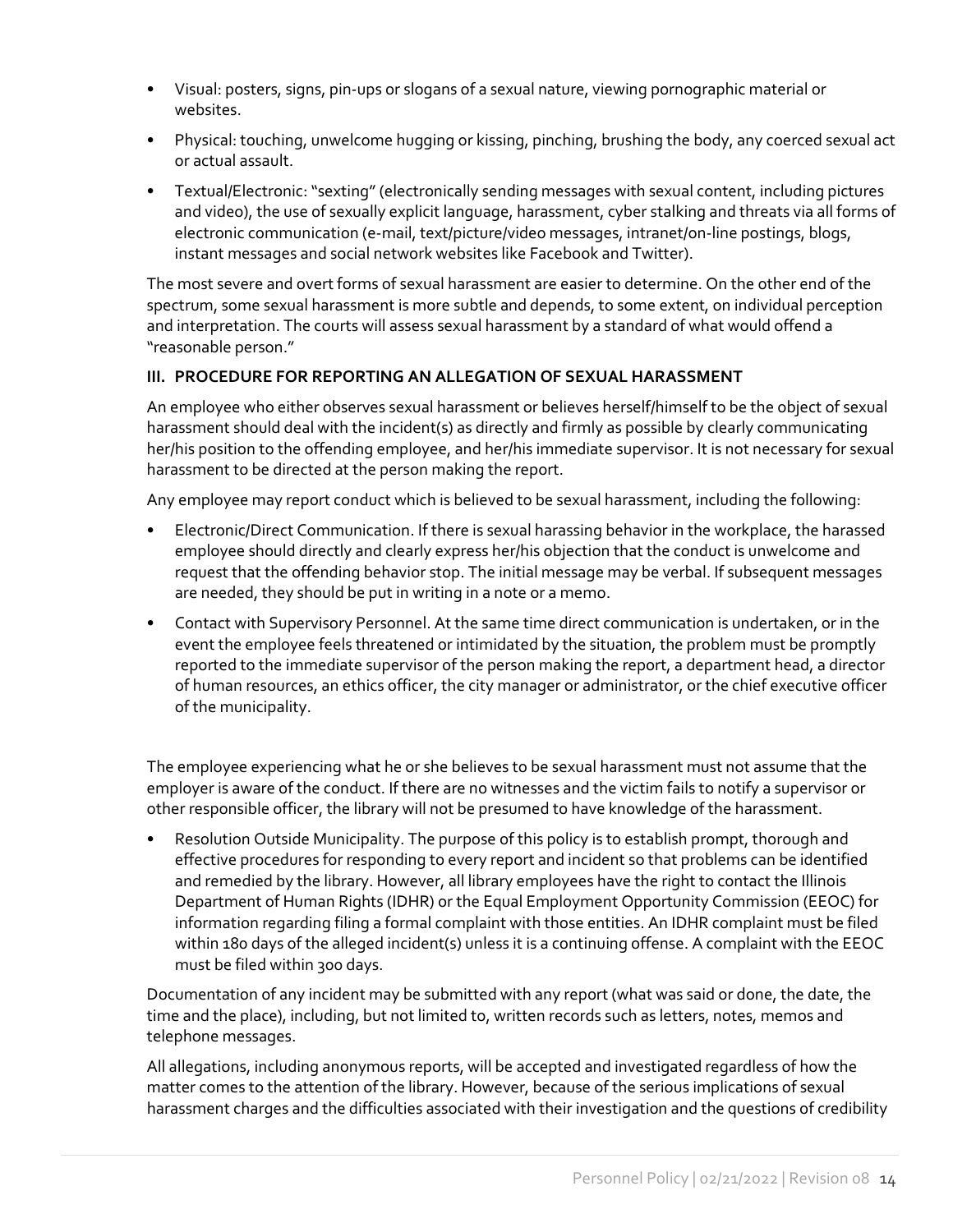- Visual: posters, signs, pin-ups or slogans of a sexual nature, viewing pornographic material or websites.
- Physical: touching, unwelcome hugging or kissing, pinching, brushing the body, any coerced sexual act or actual assault.
- Textual/Electronic: "sexting" (electronically sending messages with sexual content, including pictures and video), the use of sexually explicit language, harassment, cyber stalking and threats via all forms of electronic communication (e-mail, text/picture/video messages, intranet/on-line postings, blogs, instant messages and social network websites like Facebook and Twitter).

The most severe and overt forms of sexual harassment are easier to determine. On the other end of the spectrum, some sexual harassment is more subtle and depends, to some extent, on individual perception and interpretation. The courts will assess sexual harassment by a standard of what would offend a "reasonable person."

### III. PROCEDURE FOR REPORTING AN ALLEGATION OF SEXUAL HARASSMENT

An employee who either observes sexual harassment or believes herself/himself to be the object of sexual harassment should deal with the incident(s) as directly and firmly as possible by clearly communicating her/his position to the offending employee, and her/his immediate supervisor. It is not necessary for sexual harassment to be directed at the person making the report.

Any employee may report conduct which is believed to be sexual harassment, including the following:

- Electronic/Direct Communication. If there is sexual harassing behavior in the workplace, the harassed employee should directly and clearly express her/his objection that the conduct is unwelcome and request that the offending behavior stop. The initial message may be verbal. If subsequent messages are needed, they should be put in writing in a note or a memo.
- Contact with Supervisory Personnel. At the same time direct communication is undertaken, or in the event the employee feels threatened or intimidated by the situation, the problem must be promptly reported to the immediate supervisor of the person making the report, a department head, a director of human resources, an ethics officer, the city manager or administrator, or the chief executive officer of the municipality.

The employee experiencing what he or she believes to be sexual harassment must not assume that the employer is aware of the conduct. If there are no witnesses and the victim fails to notify a supervisor or other responsible officer, the library will not be presumed to have knowledge of the harassment.

- Resolution Outside Municipality. The purpose of this policy is to establish prompt, thorough and effective procedures for responding to every report and incident so that problems can be identified and remedied by the library. However, all library employees have the right to contact the Illinois Department of Human Rights (IDHR) or the Equal Employment Opportunity Commission (EEOC) for information regarding filing a formal complaint with those entities. An IDHR complaint must be filed within 180 days of the alleged incident(s) unless it is a continuing offense. A complaint with the EEOC must be filed within 300 days.

Documentation of any incident may be submitted with any report (what was said or done, the date, the time and the place), including, but not limited to, written records such as letters, notes, memos and telephone messages.

All allegations, including anonymous reports, will be accepted and investigated regardless of how the matter comes to the attention of the library. However, because of the serious implications of sexual harassment charges and the difficulties associated with their investigation and the questions of credibility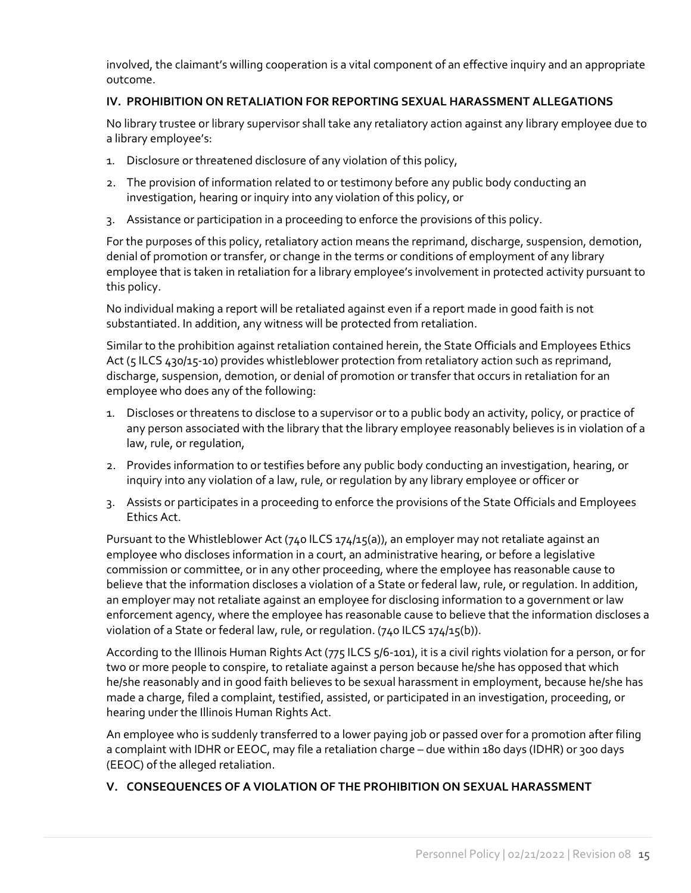involved, the claimant's willing cooperation is a vital component of an effective inquiry and an appropriate outcome.

## IV. PROHIBITION ON RETALIATION FOR REPORTING SEXUAL HARASSMENT ALLEGATIONS

No library trustee or library supervisor shall take any retaliatory action against any library employee due to a library employee's:

1. Disclosure or threatened disclosure of any violation of this policy,
2. The provision of information related to or testimony before any public body conducting an investigation, hearing or inquiry into any violation of this policy, or
3. Assistance or participation in a proceeding to enforce the provisions of this policy.

For the purposes of this policy, retaliatory action means the reprimand, discharge, suspension, demotion, denial of promotion or transfer, or change in the terms or conditions of employment of any library employee that is taken in retaliation for a library employee's involvement in protected activity pursuant to this policy.

No individual making a report will be retaliated against even if a report made in good faith is not substantiated. In addition, any witness will be protected from retaliation.

Similar to the prohibition against retaliation contained herein, the State Officials and Employees Ethics Act (5 ILCS 430/15-10) provides whistleblower protection from retaliatory action such as reprimand, discharge, suspension, demotion, or denial of promotion or transfer that occurs in retaliation for an employee who does any of the following:

1. Discloses or threatens to disclose to a supervisor or to a public body an activity, policy, or practice of any person associated with the library that the library employee reasonably believes is in violation of a law, rule, or regulation,
2. Provides information to or testifies before any public body conducting an investigation, hearing, or inquiry into any violation of a law, rule, or regulation by any library employee or officer or
3. Assists or participates in a proceeding to enforce the provisions of the State Officials and Employees Ethics Act.

Pursuant to the Whistleblower Act (740 ILCS 174/15(a)), an employer may not retaliate against an employee who discloses information in a court, an administrative hearing, or before a legislative commission or committee, or in any other proceeding, where the employee has reasonable cause to believe that the information discloses a violation of a State or federal law, rule, or regulation. In addition, an employer may not retaliate against an employee for disclosing information to a government or law enforcement agency, where the employee has reasonable cause to believe that the information discloses a violation of a State or federal law, rule, or regulation. (740 ILCS 174/15(b)).

According to the Illinois Human Rights Act (775 ILCS 5/6-101), it is a civil rights violation for a person, or for two or more people to conspire, to retaliate against a person because he/she has opposed that which he/she reasonably and in good faith believes to be sexual harassment in employment, because he/she has made a charge, filed a complaint, testified, assisted, or participated in an investigation, proceeding, or hearing under the Illinois Human Rights Act.

An employee who is suddenly transferred to a lower paying job or passed over for a promotion after filing a complaint with IDHR or EEOC, may file a retaliation charge – due within 180 days (IDHR) or 300 days (EEOC) of the alleged retaliation.

## V. CONSEQUENCES OF A VIOLATION OF THE PROHIBITION ON SEXUAL HARASSMENT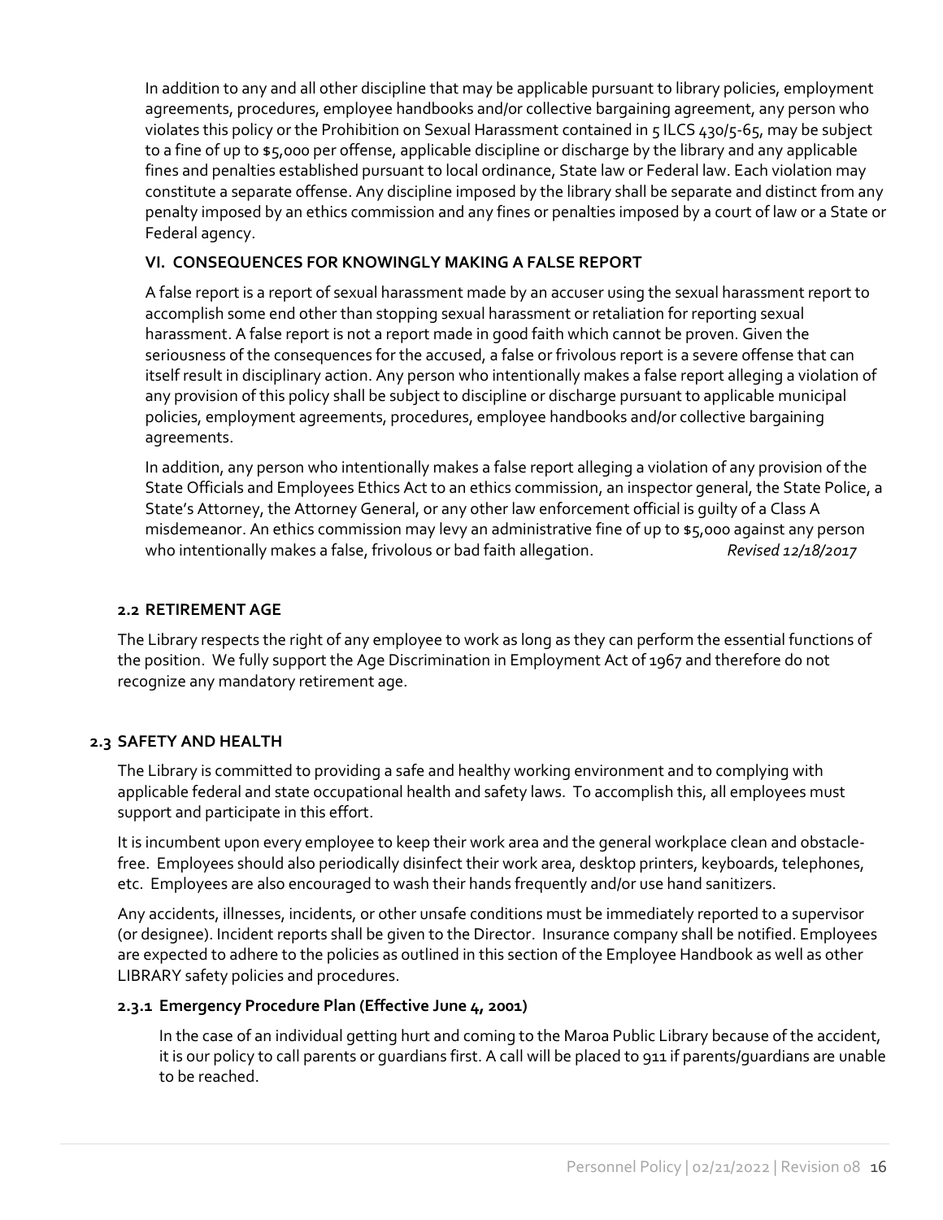In addition to any and all other discipline that may be applicable pursuant to library policies, employment agreements, procedures, employee handbooks and/or collective bargaining agreement, any person who violates this policy or the Prohibition on Sexual Harassment contained in 5 ILCS 430/5-65, may be subject to a fine of up to $5,000 per offense, applicable discipline or discharge by the library and any applicable fines and penalties established pursuant to local ordinance, State law or Federal law. Each violation may constitute a separate offense. Any discipline imposed by the library shall be separate and distinct from any penalty imposed by an ethics commission and any fines or penalties imposed by a court of law or a State or Federal agency.

### VI. CONSEQUENCES FOR KNOWINGLY MAKING A FALSE REPORT

A false report is a report of sexual harassment made by an accuser using the sexual harassment report to accomplish some end other than stopping sexual harassment or retaliation for reporting sexual harassment. A false report is not a report made in good faith which cannot be proven. Given the seriousness of the consequences for the accused, a false or frivolous report is a severe offense that can itself result in disciplinary action. Any person who intentionally makes a false report alleging a violation of any provision of this policy shall be subject to discipline or discharge pursuant to applicable municipal policies, employment agreements, procedures, employee handbooks and/or collective bargaining agreements.

In addition, any person who intentionally makes a false report alleging a violation of any provision of the State Officials and Employees Ethics Act to an ethics commission, an inspector general, the State Police, a State's Attorney, the Attorney General, or any other law enforcement official is guilty of a Class A misdemeanor. An ethics commission may levy an administrative fine of up to $5,000 against any person who intentionally makes a false, frivolous or bad faith allegation. *Revised 12/18/2017*

## 2.2 RETIREMENT AGE

The Library respects the right of any employee to work as long as they can perform the essential functions of the position. We fully support the Age Discrimination in Employment Act of 1967 and therefore do not recognize any mandatory retirement age.

## 2.3 SAFETY AND HEALTH

The Library is committed to providing a safe and healthy working environment and to complying with applicable federal and state occupational health and safety laws. To accomplish this, all employees must support and participate in this effort.

It is incumbent upon every employee to keep their work area and the general workplace clean and obstacle-free. Employees should also periodically disinfect their work area, desktop printers, keyboards, telephones, etc. Employees are also encouraged to wash their hands frequently and/or use hand sanitizers.

Any accidents, illnesses, incidents, or other unsafe conditions must be immediately reported to a supervisor (or designee). Incident reports shall be given to the Director. Insurance company shall be notified. Employees are expected to adhere to the policies as outlined in this section of the Employee Handbook as well as other LIBRARY safety policies and procedures.

### 2.3.1 Emergency Procedure Plan (Effective June 4, 2001)

In the case of an individual getting hurt and coming to the Maroa Public Library because of the accident, it is our policy to call parents or guardians first. A call will be placed to 911 if parents/guardians are unable to be reached.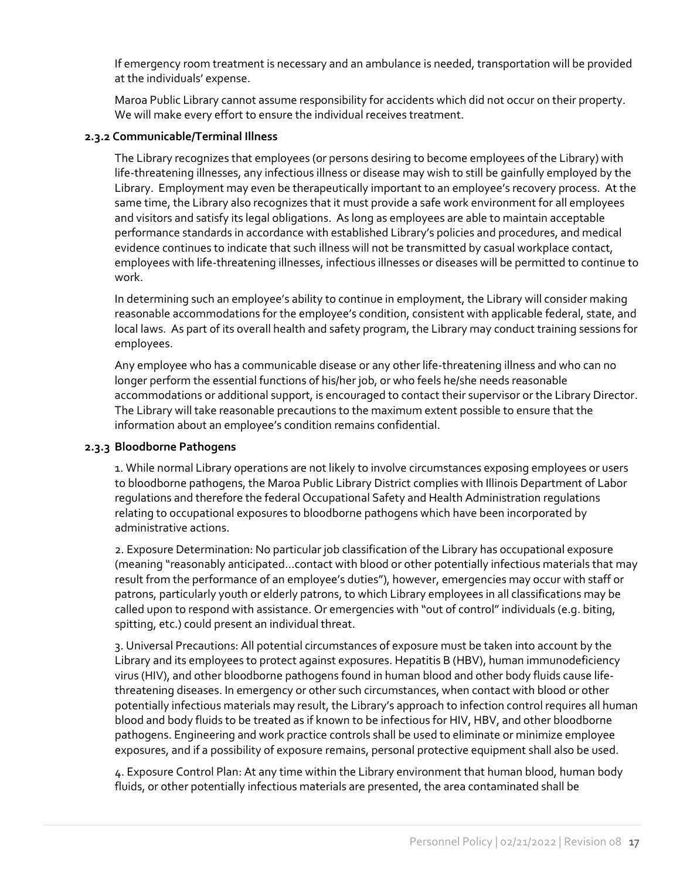If emergency room treatment is necessary and an ambulance is needed, transportation will be provided at the individuals' expense.

Maroa Public Library cannot assume responsibility for accidents which did not occur on their property. We will make every effort to ensure the individual receives treatment.

### 2.3.2 Communicable/Terminal Illness

The Library recognizes that employees (or persons desiring to become employees of the Library) with life-threatening illnesses, any infectious illness or disease may wish to still be gainfully employed by the Library. Employment may even be therapeutically important to an employee's recovery process. At the same time, the Library also recognizes that it must provide a safe work environment for all employees and visitors and satisfy its legal obligations. As long as employees are able to maintain acceptable performance standards in accordance with established Library's policies and procedures, and medical evidence continues to indicate that such illness will not be transmitted by casual workplace contact, employees with life-threatening illnesses, infectious illnesses or diseases will be permitted to continue to work.

In determining such an employee's ability to continue in employment, the Library will consider making reasonable accommodations for the employee's condition, consistent with applicable federal, state, and local laws. As part of its overall health and safety program, the Library may conduct training sessions for employees.

Any employee who has a communicable disease or any other life-threatening illness and who can no longer perform the essential functions of his/her job, or who feels he/she needs reasonable accommodations or additional support, is encouraged to contact their supervisor or the Library Director. The Library will take reasonable precautions to the maximum extent possible to ensure that the information about an employee's condition remains confidential.

### 2.3.3 Bloodborne Pathogens

1. While normal Library operations are not likely to involve circumstances exposing employees or users to bloodborne pathogens, the Maroa Public Library District complies with Illinois Department of Labor regulations and therefore the federal Occupational Safety and Health Administration regulations relating to occupational exposures to bloodborne pathogens which have been incorporated by administrative actions.

2. Exposure Determination: No particular job classification of the Library has occupational exposure (meaning "reasonably anticipated…contact with blood or other potentially infectious materials that may result from the performance of an employee's duties"), however, emergencies may occur with staff or patrons, particularly youth or elderly patrons, to which Library employees in all classifications may be called upon to respond with assistance. Or emergencies with "out of control" individuals (e.g. biting, spitting, etc.) could present an individual threat.

3. Universal Precautions: All potential circumstances of exposure must be taken into account by the Library and its employees to protect against exposures. Hepatitis B (HBV), human immunodeficiency virus (HIV), and other bloodborne pathogens found in human blood and other body fluids cause life-threatening diseases. In emergency or other such circumstances, when contact with blood or other potentially infectious materials may result, the Library's approach to infection control requires all human blood and body fluids to be treated as if known to be infectious for HIV, HBV, and other bloodborne pathogens. Engineering and work practice controls shall be used to eliminate or minimize employee exposures, and if a possibility of exposure remains, personal protective equipment shall also be used.

4. Exposure Control Plan: At any time within the Library environment that human blood, human body fluids, or other potentially infectious materials are presented, the area contaminated shall be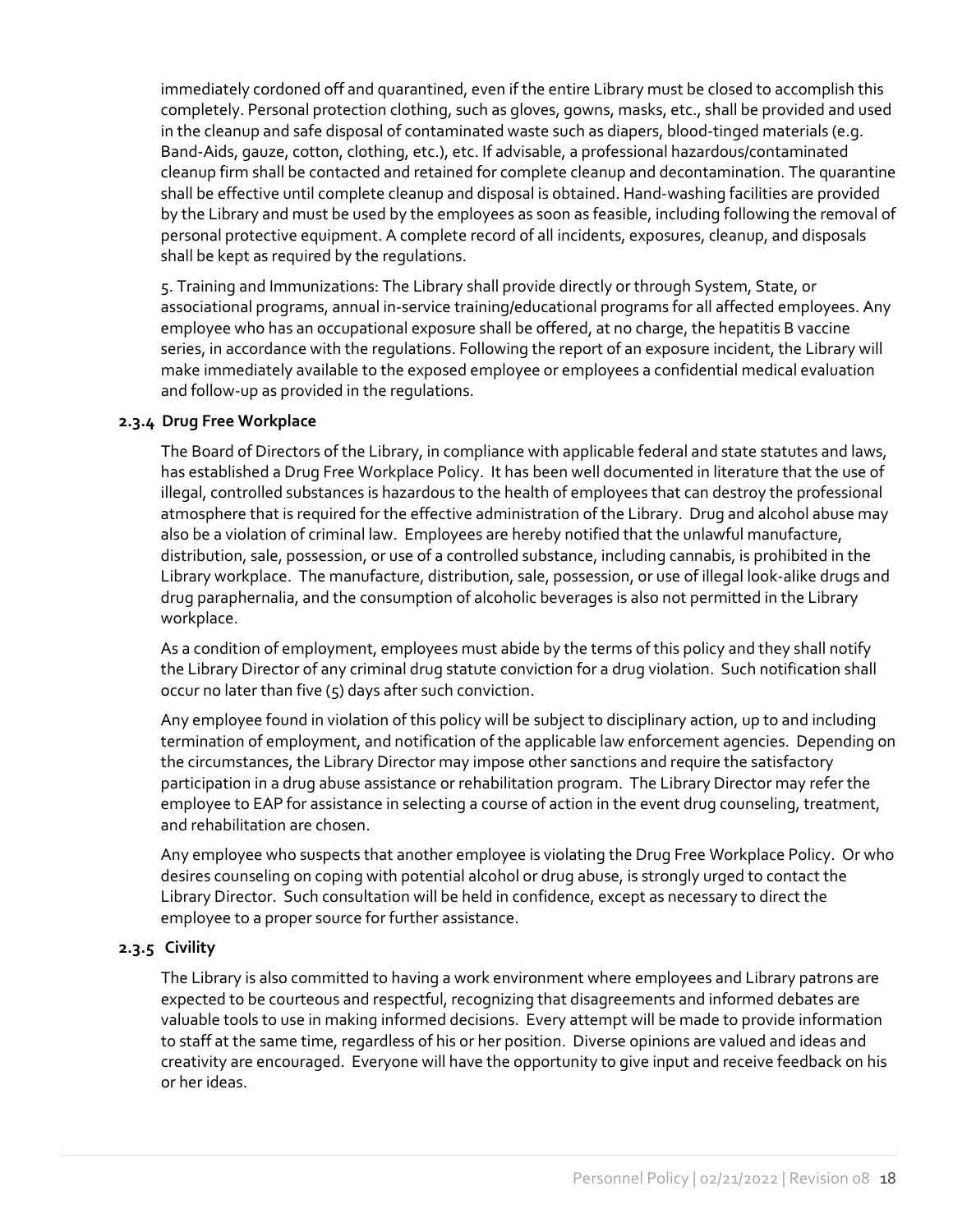immediately cordoned off and quarantined, even if the entire Library must be closed to accomplish this completely. Personal protection clothing, such as gloves, gowns, masks, etc., shall be provided and used in the cleanup and safe disposal of contaminated waste such as diapers, blood-tinged materials (e.g. Band-Aids, gauze, cotton, clothing, etc.), etc. If advisable, a professional hazardous/contaminated cleanup firm shall be contacted and retained for complete cleanup and decontamination. The quarantine shall be effective until complete cleanup and disposal is obtained. Hand-washing facilities are provided by the Library and must be used by the employees as soon as feasible, including following the removal of personal protective equipment. A complete record of all incidents, exposures, cleanup, and disposals shall be kept as required by the regulations.

5. Training and Immunizations: The Library shall provide directly or through System, State, or associational programs, annual in-service training/educational programs for all affected employees. Any employee who has an occupational exposure shall be offered, at no charge, the hepatitis B vaccine series, in accordance with the regulations. Following the report of an exposure incident, the Library will make immediately available to the exposed employee or employees a confidential medical evaluation and follow-up as provided in the regulations.

### 2.3.4 Drug Free Workplace

The Board of Directors of the Library, in compliance with applicable federal and state statutes and laws, has established a Drug Free Workplace Policy. It has been well documented in literature that the use of illegal, controlled substances is hazardous to the health of employees that can destroy the professional atmosphere that is required for the effective administration of the Library. Drug and alcohol abuse may also be a violation of criminal law. Employees are hereby notified that the unlawful manufacture, distribution, sale, possession, or use of a controlled substance, including cannabis, is prohibited in the Library workplace. The manufacture, distribution, sale, possession, or use of illegal look-alike drugs and drug paraphernalia, and the consumption of alcoholic beverages is also not permitted in the Library workplace.

As a condition of employment, employees must abide by the terms of this policy and they shall notify the Library Director of any criminal drug statute conviction for a drug violation. Such notification shall occur no later than five (5) days after such conviction.

Any employee found in violation of this policy will be subject to disciplinary action, up to and including termination of employment, and notification of the applicable law enforcement agencies. Depending on the circumstances, the Library Director may impose other sanctions and require the satisfactory participation in a drug abuse assistance or rehabilitation program. The Library Director may refer the employee to EAP for assistance in selecting a course of action in the event drug counseling, treatment, and rehabilitation are chosen.

Any employee who suspects that another employee is violating the Drug Free Workplace Policy. Or who desires counseling on coping with potential alcohol or drug abuse, is strongly urged to contact the Library Director. Such consultation will be held in confidence, except as necessary to direct the employee to a proper source for further assistance.

### 2.3.5 Civility

The Library is also committed to having a work environment where employees and Library patrons are expected to be courteous and respectful, recognizing that disagreements and informed debates are valuable tools to use in making informed decisions. Every attempt will be made to provide information to staff at the same time, regardless of his or her position. Diverse opinions are valued and ideas and creativity are encouraged. Everyone will have the opportunity to give input and receive feedback on his or her ideas.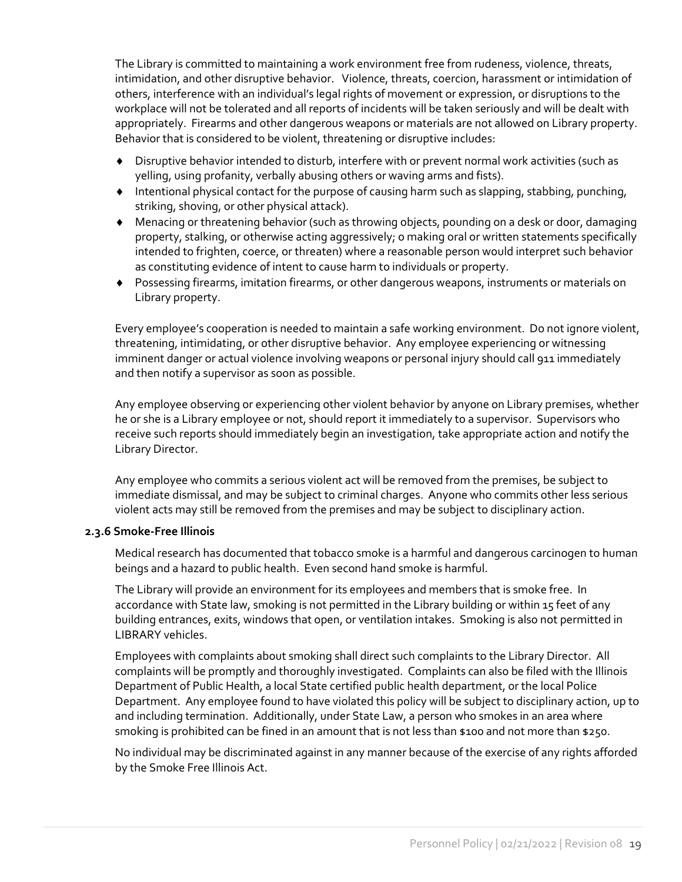The Library is committed to maintaining a work environment free from rudeness, violence, threats, intimidation, and other disruptive behavior. Violence, threats, coercion, harassment or intimidation of others, interference with an individual's legal rights of movement or expression, or disruptions to the workplace will not be tolerated and all reports of incidents will be taken seriously and will be dealt with appropriately. Firearms and other dangerous weapons or materials are not allowed on Library property. Behavior that is considered to be violent, threatening or disruptive includes:

- Disruptive behavior intended to disturb, interfere with or prevent normal work activities (such as yelling, using profanity, verbally abusing others or waving arms and fists).
- Intentional physical contact for the purpose of causing harm such as slapping, stabbing, punching, striking, shoving, or other physical attack).
- Menacing or threatening behavior (such as throwing objects, pounding on a desk or door, damaging property, stalking, or otherwise acting aggressively; o making oral or written statements specifically intended to frighten, coerce, or threaten) where a reasonable person would interpret such behavior as constituting evidence of intent to cause harm to individuals or property.
- Possessing firearms, imitation firearms, or other dangerous weapons, instruments or materials on Library property.

Every employee's cooperation is needed to maintain a safe working environment. Do not ignore violent, threatening, intimidating, or other disruptive behavior. Any employee experiencing or witnessing imminent danger or actual violence involving weapons or personal injury should call 911 immediately and then notify a supervisor as soon as possible.

Any employee observing or experiencing other violent behavior by anyone on Library premises, whether he or she is a Library employee or not, should report it immediately to a supervisor. Supervisors who receive such reports should immediately begin an investigation, take appropriate action and notify the Library Director.

Any employee who commits a serious violent act will be removed from the premises, be subject to immediate dismissal, and may be subject to criminal charges. Anyone who commits other less serious violent acts may still be removed from the premises and may be subject to disciplinary action.

#### 2.3.6 Smoke-Free Illinois

Medical research has documented that tobacco smoke is a harmful and dangerous carcinogen to human beings and a hazard to public health. Even second hand smoke is harmful.

The Library will provide an environment for its employees and members that is smoke free. In accordance with State law, smoking is not permitted in the Library building or within 15 feet of any building entrances, exits, windows that open, or ventilation intakes. Smoking is also not permitted in LIBRARY vehicles.

Employees with complaints about smoking shall direct such complaints to the Library Director. All complaints will be promptly and thoroughly investigated. Complaints can also be filed with the Illinois Department of Public Health, a local State certified public health department, or the local Police Department. Any employee found to have violated this policy will be subject to disciplinary action, up to and including termination. Additionally, under State Law, a person who smokes in an area where smoking is prohibited can be fined in an amount that is not less than $100 and not more than $250.

No individual may be discriminated against in any manner because of the exercise of any rights afforded by the Smoke Free Illinois Act.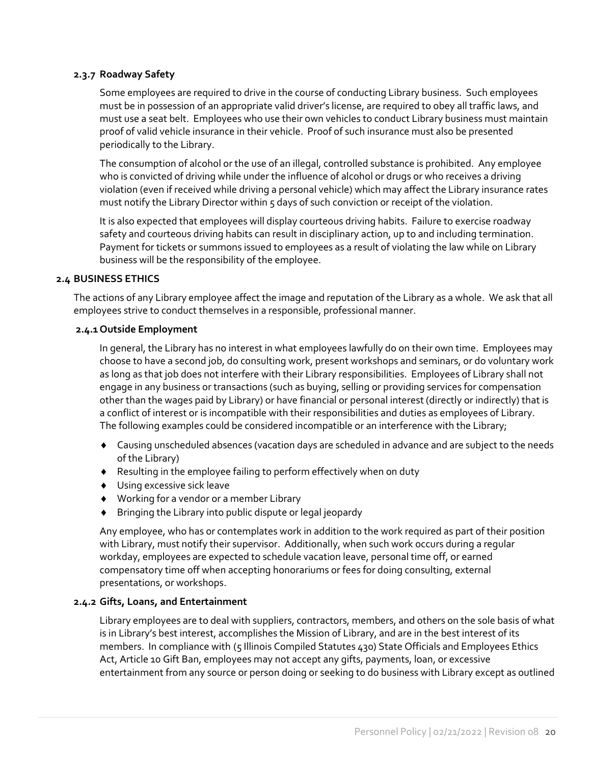#### 2.3.7 Roadway Safety

Some employees are required to drive in the course of conducting Library business. Such employees must be in possession of an appropriate valid driver's license, are required to obey all traffic laws, and must use a seat belt. Employees who use their own vehicles to conduct Library business must maintain proof of valid vehicle insurance in their vehicle. Proof of such insurance must also be presented periodically to the Library.

The consumption of alcohol or the use of an illegal, controlled substance is prohibited. Any employee who is convicted of driving while under the influence of alcohol or drugs or who receives a driving violation (even if received while driving a personal vehicle) which may affect the Library insurance rates must notify the Library Director within 5 days of such conviction or receipt of the violation.

It is also expected that employees will display courteous driving habits. Failure to exercise roadway safety and courteous driving habits can result in disciplinary action, up to and including termination. Payment for tickets or summons issued to employees as a result of violating the law while on Library business will be the responsibility of the employee.

### 2.4 BUSINESS ETHICS

The actions of any Library employee affect the image and reputation of the Library as a whole. We ask that all employees strive to conduct themselves in a responsible, professional manner.

#### 2.4.1 Outside Employment

In general, the Library has no interest in what employees lawfully do on their own time. Employees may choose to have a second job, do consulting work, present workshops and seminars, or do voluntary work as long as that job does not interfere with their Library responsibilities. Employees of Library shall not engage in any business or transactions (such as buying, selling or providing services for compensation other than the wages paid by Library) or have financial or personal interest (directly or indirectly) that is a conflict of interest or is incompatible with their responsibilities and duties as employees of Library. The following examples could be considered incompatible or an interference with the Library;

- Causing unscheduled absences (vacation days are scheduled in advance and are subject to the needs of the Library)
- Resulting in the employee failing to perform effectively when on duty
- Using excessive sick leave
- Working for a vendor or a member Library
- Bringing the Library into public dispute or legal jeopardy

Any employee, who has or contemplates work in addition to the work required as part of their position with Library, must notify their supervisor. Additionally, when such work occurs during a regular workday, employees are expected to schedule vacation leave, personal time off, or earned compensatory time off when accepting honorariums or fees for doing consulting, external presentations, or workshops.

#### 2.4.2 Gifts, Loans, and Entertainment

Library employees are to deal with suppliers, contractors, members, and others on the sole basis of what is in Library's best interest, accomplishes the Mission of Library, and are in the best interest of its members. In compliance with (5 Illinois Compiled Statutes 430) State Officials and Employees Ethics Act, Article 10 Gift Ban, employees may not accept any gifts, payments, loan, or excessive entertainment from any source or person doing or seeking to do business with Library except as outlined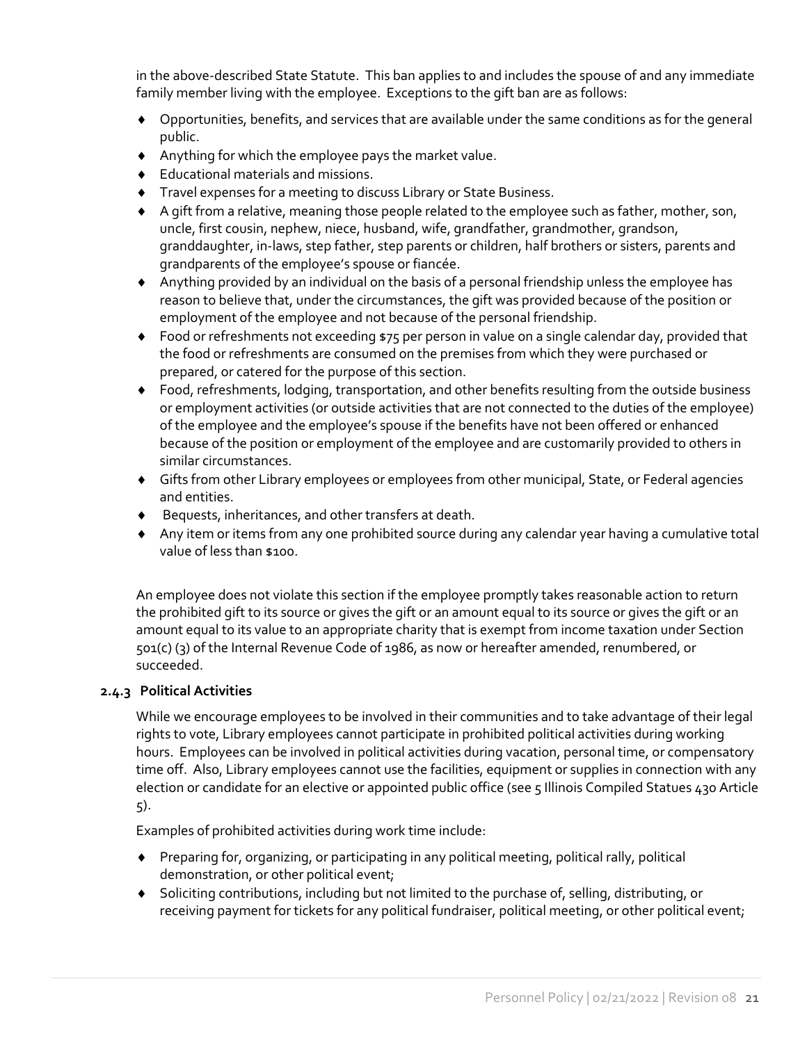in the above-described State Statute. This ban applies to and includes the spouse of and any immediate family member living with the employee. Exceptions to the gift ban are as follows:

- Opportunities, benefits, and services that are available under the same conditions as for the general public.
- Anything for which the employee pays the market value.
- Educational materials and missions.
- Travel expenses for a meeting to discuss Library or State Business.
- A gift from a relative, meaning those people related to the employee such as father, mother, son, uncle, first cousin, nephew, niece, husband, wife, grandfather, grandmother, grandson, granddaughter, in-laws, step father, step parents or children, half brothers or sisters, parents and grandparents of the employee's spouse or fiancée.
- Anything provided by an individual on the basis of a personal friendship unless the employee has reason to believe that, under the circumstances, the gift was provided because of the position or employment of the employee and not because of the personal friendship.
- Food or refreshments not exceeding $75 per person in value on a single calendar day, provided that the food or refreshments are consumed on the premises from which they were purchased or prepared, or catered for the purpose of this section.
- Food, refreshments, lodging, transportation, and other benefits resulting from the outside business or employment activities (or outside activities that are not connected to the duties of the employee) of the employee and the employee's spouse if the benefits have not been offered or enhanced because of the position or employment of the employee and are customarily provided to others in similar circumstances.
- Gifts from other Library employees or employees from other municipal, State, or Federal agencies and entities.
- Bequests, inheritances, and other transfers at death.
- Any item or items from any one prohibited source during any calendar year having a cumulative total value of less than $100.

An employee does not violate this section if the employee promptly takes reasonable action to return the prohibited gift to its source or gives the gift or an amount equal to its source or gives the gift or an amount equal to its value to an appropriate charity that is exempt from income taxation under Section 501(c) (3) of the Internal Revenue Code of 1986, as now or hereafter amended, renumbered, or succeeded.

### 2.4.3 Political Activities

While we encourage employees to be involved in their communities and to take advantage of their legal rights to vote, Library employees cannot participate in prohibited political activities during working hours. Employees can be involved in political activities during vacation, personal time, or compensatory time off. Also, Library employees cannot use the facilities, equipment or supplies in connection with any election or candidate for an elective or appointed public office (see 5 Illinois Compiled Statues 430 Article 5).

Examples of prohibited activities during work time include:

- Preparing for, organizing, or participating in any political meeting, political rally, political demonstration, or other political event;
- Soliciting contributions, including but not limited to the purchase of, selling, distributing, or receiving payment for tickets for any political fundraiser, political meeting, or other political event;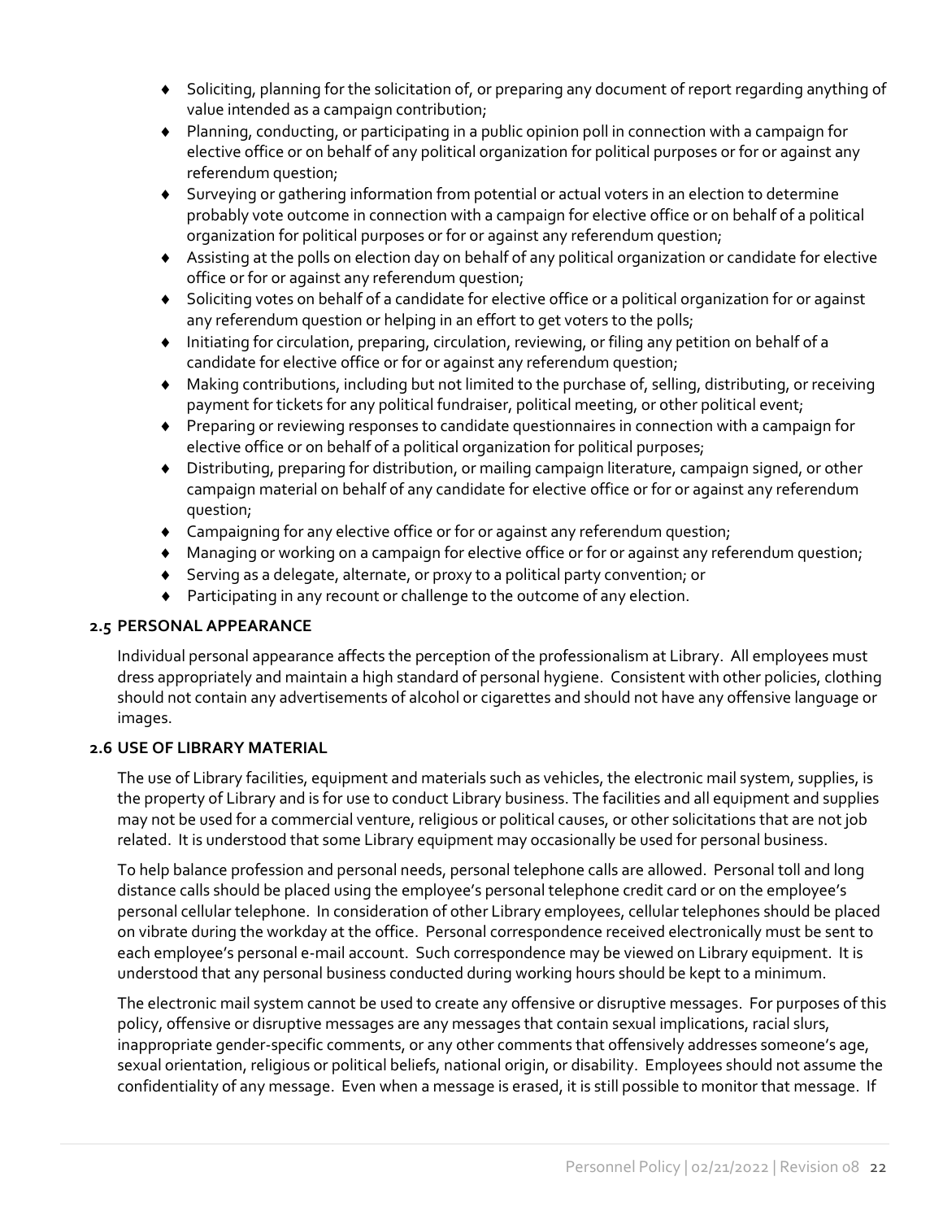- Soliciting, planning for the solicitation of, or preparing any document of report regarding anything of value intended as a campaign contribution;
- Planning, conducting, or participating in a public opinion poll in connection with a campaign for elective office or on behalf of any political organization for political purposes or for or against any referendum question;
- Surveying or gathering information from potential or actual voters in an election to determine probably vote outcome in connection with a campaign for elective office or on behalf of a political organization for political purposes or for or against any referendum question;
- Assisting at the polls on election day on behalf of any political organization or candidate for elective office or for or against any referendum question;
- Soliciting votes on behalf of a candidate for elective office or a political organization for or against any referendum question or helping in an effort to get voters to the polls;
- Initiating for circulation, preparing, circulation, reviewing, or filing any petition on behalf of a candidate for elective office or for or against any referendum question;
- Making contributions, including but not limited to the purchase of, selling, distributing, or receiving payment for tickets for any political fundraiser, political meeting, or other political event;
- Preparing or reviewing responses to candidate questionnaires in connection with a campaign for elective office or on behalf of a political organization for political purposes;
- Distributing, preparing for distribution, or mailing campaign literature, campaign signed, or other campaign material on behalf of any candidate for elective office or for or against any referendum question;
- Campaigning for any elective office or for or against any referendum question;
- Managing or working on a campaign for elective office or for or against any referendum question;
- Serving as a delegate, alternate, or proxy to a political party convention; or
- Participating in any recount or challenge to the outcome of any election.

### 2.5 PERSONAL APPEARANCE

Individual personal appearance affects the perception of the professionalism at Library. All employees must dress appropriately and maintain a high standard of personal hygiene. Consistent with other policies, clothing should not contain any advertisements of alcohol or cigarettes and should not have any offensive language or images.

### 2.6 USE OF LIBRARY MATERIAL

The use of Library facilities, equipment and materials such as vehicles, the electronic mail system, supplies, is the property of Library and is for use to conduct Library business. The facilities and all equipment and supplies may not be used for a commercial venture, religious or political causes, or other solicitations that are not job related. It is understood that some Library equipment may occasionally be used for personal business.

To help balance profession and personal needs, personal telephone calls are allowed. Personal toll and long distance calls should be placed using the employee's personal telephone credit card or on the employee's personal cellular telephone. In consideration of other Library employees, cellular telephones should be placed on vibrate during the workday at the office. Personal correspondence received electronically must be sent to each employee's personal e-mail account. Such correspondence may be viewed on Library equipment. It is understood that any personal business conducted during working hours should be kept to a minimum.

The electronic mail system cannot be used to create any offensive or disruptive messages. For purposes of this policy, offensive or disruptive messages are any messages that contain sexual implications, racial slurs, inappropriate gender-specific comments, or any other comments that offensively addresses someone's age, sexual orientation, religious or political beliefs, national origin, or disability. Employees should not assume the confidentiality of any message. Even when a message is erased, it is still possible to monitor that message. If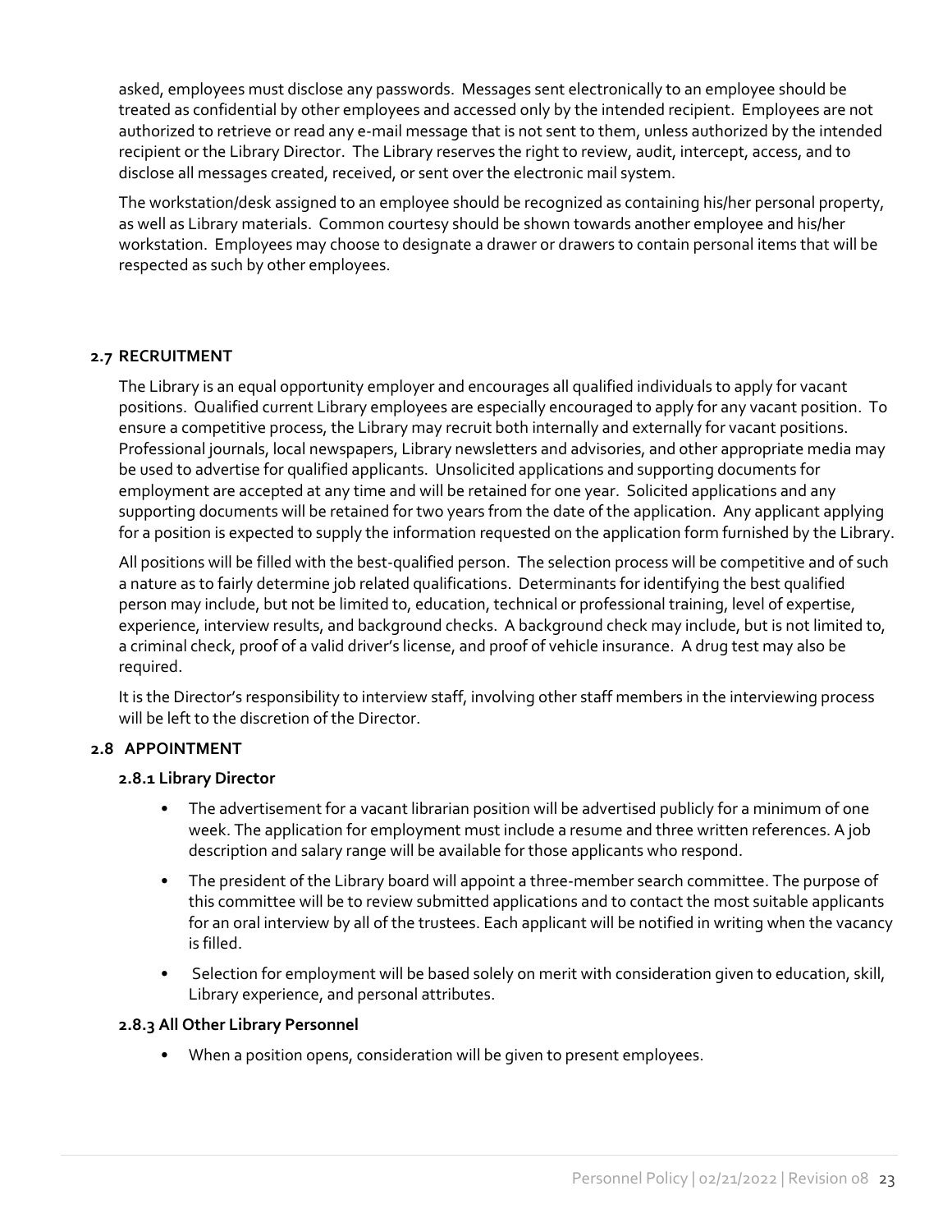asked, employees must disclose any passwords. Messages sent electronically to an employee should be treated as confidential by other employees and accessed only by the intended recipient. Employees are not authorized to retrieve or read any e-mail message that is not sent to them, unless authorized by the intended recipient or the Library Director. The Library reserves the right to review, audit, intercept, access, and to disclose all messages created, received, or sent over the electronic mail system.

The workstation/desk assigned to an employee should be recognized as containing his/her personal property, as well as Library materials. Common courtesy should be shown towards another employee and his/her workstation. Employees may choose to designate a drawer or drawers to contain personal items that will be respected as such by other employees.

### 2.7 RECRUITMENT

The Library is an equal opportunity employer and encourages all qualified individuals to apply for vacant positions. Qualified current Library employees are especially encouraged to apply for any vacant position. To ensure a competitive process, the Library may recruit both internally and externally for vacant positions. Professional journals, local newspapers, Library newsletters and advisories, and other appropriate media may be used to advertise for qualified applicants. Unsolicited applications and supporting documents for employment are accepted at any time and will be retained for one year. Solicited applications and any supporting documents will be retained for two years from the date of the application. Any applicant applying for a position is expected to supply the information requested on the application form furnished by the Library.

All positions will be filled with the best-qualified person. The selection process will be competitive and of such a nature as to fairly determine job related qualifications. Determinants for identifying the best qualified person may include, but not be limited to, education, technical or professional training, level of expertise, experience, interview results, and background checks. A background check may include, but is not limited to, a criminal check, proof of a valid driver's license, and proof of vehicle insurance. A drug test may also be required.

It is the Director's responsibility to interview staff, involving other staff members in the interviewing process will be left to the discretion of the Director.

### 2.8 APPOINTMENT

#### 2.8.1 Library Director

- The advertisement for a vacant librarian position will be advertised publicly for a minimum of one week. The application for employment must include a resume and three written references. A job description and salary range will be available for those applicants who respond.
- The president of the Library board will appoint a three-member search committee. The purpose of this committee will be to review submitted applications and to contact the most suitable applicants for an oral interview by all of the trustees. Each applicant will be notified in writing when the vacancy is filled.
- Selection for employment will be based solely on merit with consideration given to education, skill, Library experience, and personal attributes.

#### 2.8.3 All Other Library Personnel

- When a position opens, consideration will be given to present employees.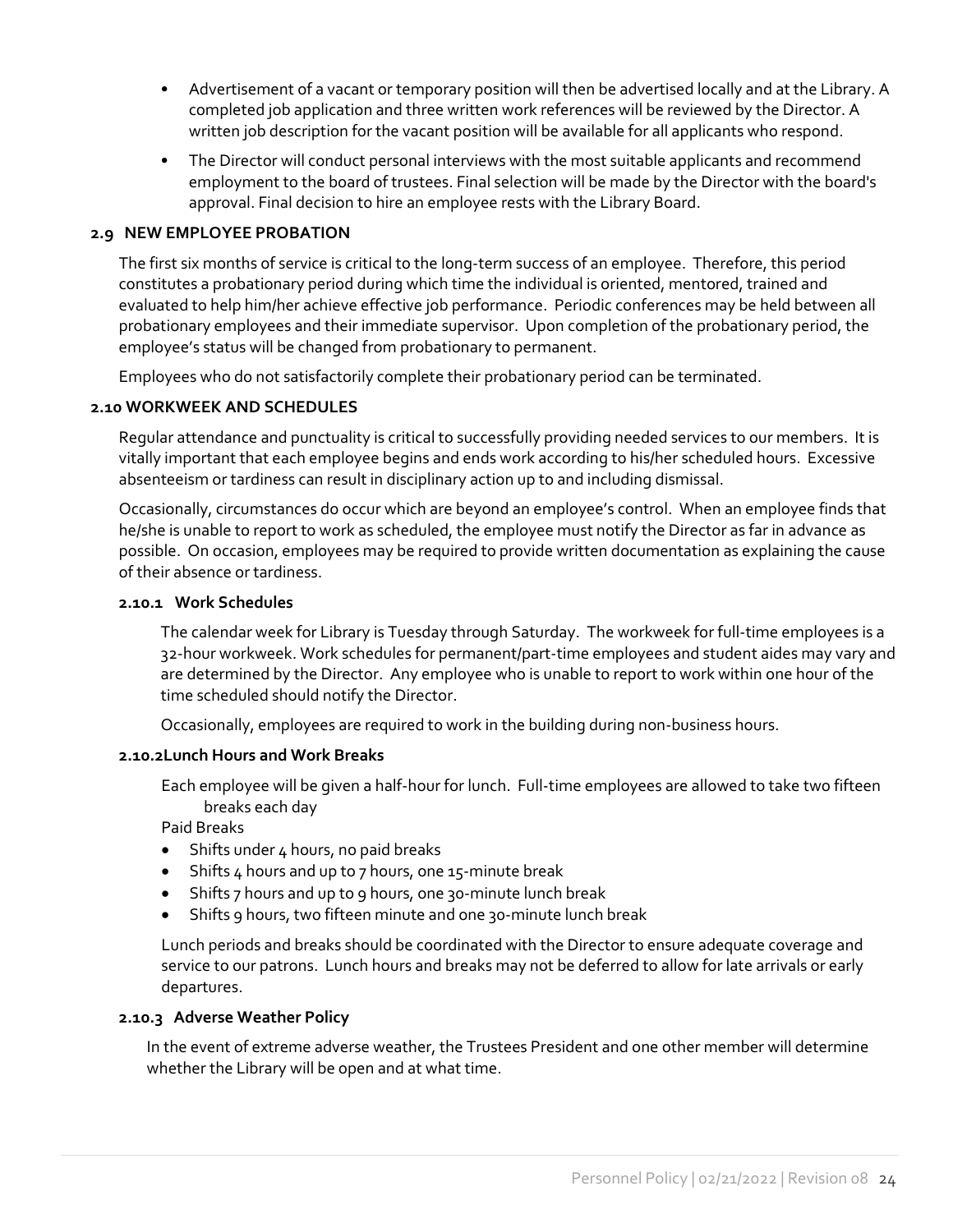- Advertisement of a vacant or temporary position will then be advertised locally and at the Library. A completed job application and three written work references will be reviewed by the Director. A written job description for the vacant position will be available for all applicants who respond.
- The Director will conduct personal interviews with the most suitable applicants and recommend employment to the board of trustees. Final selection will be made by the Director with the board's approval. Final decision to hire an employee rests with the Library Board.

### 2.9 NEW EMPLOYEE PROBATION

The first six months of service is critical to the long-term success of an employee. Therefore, this period constitutes a probationary period during which time the individual is oriented, mentored, trained and evaluated to help him/her achieve effective job performance. Periodic conferences may be held between all probationary employees and their immediate supervisor. Upon completion of the probationary period, the employee's status will be changed from probationary to permanent.

Employees who do not satisfactorily complete their probationary period can be terminated.

### 2.10 WORKWEEK AND SCHEDULES

Regular attendance and punctuality is critical to successfully providing needed services to our members. It is vitally important that each employee begins and ends work according to his/her scheduled hours. Excessive absenteeism or tardiness can result in disciplinary action up to and including dismissal.

Occasionally, circumstances do occur which are beyond an employee's control. When an employee finds that he/she is unable to report to work as scheduled, the employee must notify the Director as far in advance as possible. On occasion, employees may be required to provide written documentation as explaining the cause of their absence or tardiness.

#### 2.10.1 Work Schedules

The calendar week for Library is Tuesday through Saturday. The workweek for full-time employees is a 32-hour workweek. Work schedules for permanent/part-time employees and student aides may vary and are determined by the Director. Any employee who is unable to report to work within one hour of the time scheduled should notify the Director.

Occasionally, employees are required to work in the building during non-business hours.

#### 2.10.2Lunch Hours and Work Breaks

Each employee will be given a half-hour for lunch. Full-time employees are allowed to take two fifteen breaks each day

Paid Breaks

- Shifts under 4 hours, no paid breaks
- Shifts 4 hours and up to 7 hours, one 15-minute break
- Shifts 7 hours and up to 9 hours, one 30-minute lunch break
- Shifts 9 hours, two fifteen minute and one 30-minute lunch break

Lunch periods and breaks should be coordinated with the Director to ensure adequate coverage and service to our patrons. Lunch hours and breaks may not be deferred to allow for late arrivals or early departures.

#### 2.10.3 Adverse Weather Policy

In the event of extreme adverse weather, the Trustees President and one other member will determine whether the Library will be open and at what time.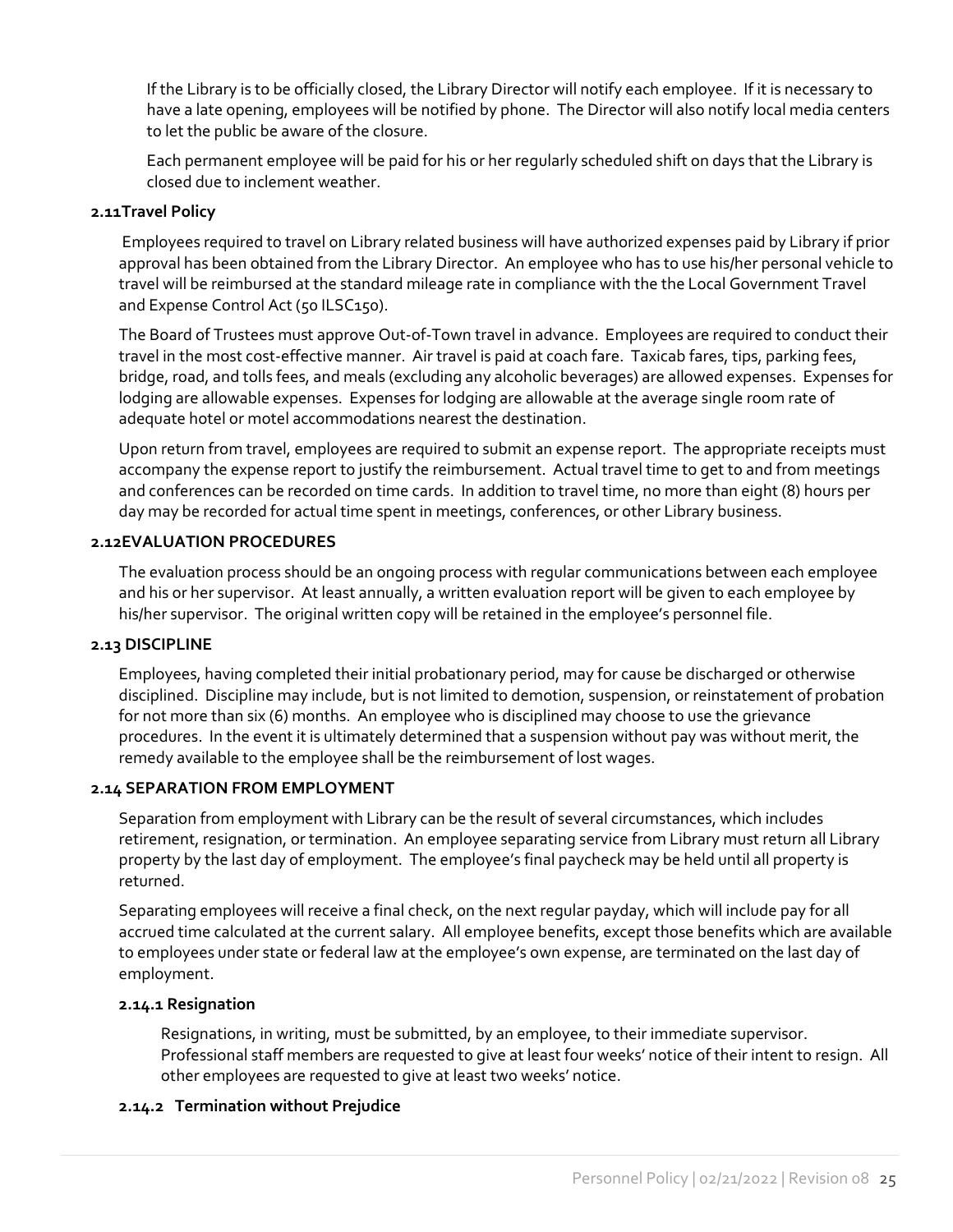If the Library is to be officially closed, the Library Director will notify each employee. If it is necessary to have a late opening, employees will be notified by phone. The Director will also notify local media centers to let the public be aware of the closure.

Each permanent employee will be paid for his or her regularly scheduled shift on days that the Library is closed due to inclement weather.

### 2.11Travel Policy

Employees required to travel on Library related business will have authorized expenses paid by Library if prior approval has been obtained from the Library Director. An employee who has to use his/her personal vehicle to travel will be reimbursed at the standard mileage rate in compliance with the the Local Government Travel and Expense Control Act (50 ILSC150).

The Board of Trustees must approve Out-of-Town travel in advance. Employees are required to conduct their travel in the most cost-effective manner. Air travel is paid at coach fare. Taxicab fares, tips, parking fees, bridge, road, and tolls fees, and meals (excluding any alcoholic beverages) are allowed expenses. Expenses for lodging are allowable expenses. Expenses for lodging are allowable at the average single room rate of adequate hotel or motel accommodations nearest the destination.

Upon return from travel, employees are required to submit an expense report. The appropriate receipts must accompany the expense report to justify the reimbursement. Actual travel time to get to and from meetings and conferences can be recorded on time cards. In addition to travel time, no more than eight (8) hours per day may be recorded for actual time spent in meetings, conferences, or other Library business.

### 2.12EVALUATION PROCEDURES

The evaluation process should be an ongoing process with regular communications between each employee and his or her supervisor. At least annually, a written evaluation report will be given to each employee by his/her supervisor. The original written copy will be retained in the employee's personnel file.

### 2.13 DISCIPLINE

Employees, having completed their initial probationary period, may for cause be discharged or otherwise disciplined. Discipline may include, but is not limited to demotion, suspension, or reinstatement of probation for not more than six (6) months. An employee who is disciplined may choose to use the grievance procedures. In the event it is ultimately determined that a suspension without pay was without merit, the remedy available to the employee shall be the reimbursement of lost wages.

### 2.14 SEPARATION FROM EMPLOYMENT

Separation from employment with Library can be the result of several circumstances, which includes retirement, resignation, or termination. An employee separating service from Library must return all Library property by the last day of employment. The employee's final paycheck may be held until all property is returned.

Separating employees will receive a final check, on the next regular payday, which will include pay for all accrued time calculated at the current salary. All employee benefits, except those benefits which are available to employees under state or federal law at the employee's own expense, are terminated on the last day of employment.

#### 2.14.1 Resignation

Resignations, in writing, must be submitted, by an employee, to their immediate supervisor. Professional staff members are requested to give at least four weeks' notice of their intent to resign. All other employees are requested to give at least two weeks' notice.

#### 2.14.2 Termination without Prejudice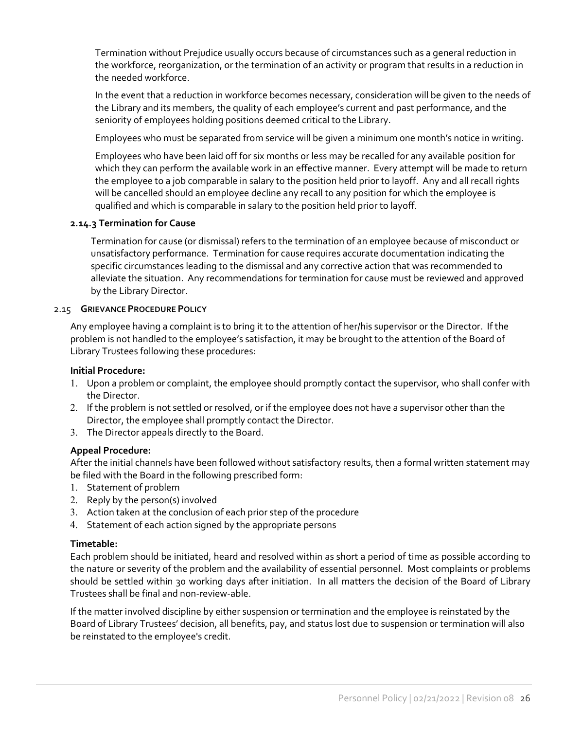Termination without Prejudice usually occurs because of circumstances such as a general reduction in the workforce, reorganization, or the termination of an activity or program that results in a reduction in the needed workforce.

In the event that a reduction in workforce becomes necessary, consideration will be given to the needs of the Library and its members, the quality of each employee's current and past performance, and the seniority of employees holding positions deemed critical to the Library.

Employees who must be separated from service will be given a minimum one month's notice in writing.

Employees who have been laid off for six months or less may be recalled for any available position for which they can perform the available work in an effective manner. Every attempt will be made to return the employee to a job comparable in salary to the position held prior to layoff. Any and all recall rights will be cancelled should an employee decline any recall to any position for which the employee is qualified and which is comparable in salary to the position held prior to layoff.

#### 2.14.3 Termination for Cause

Termination for cause (or dismissal) refers to the termination of an employee because of misconduct or unsatisfactory performance. Termination for cause requires accurate documentation indicating the specific circumstances leading to the dismissal and any corrective action that was recommended to alleviate the situation. Any recommendations for termination for cause must be reviewed and approved by the Library Director.

### 2.15 GRIEVANCE PROCEDURE POLICY

Any employee having a complaint is to bring it to the attention of her/his supervisor or the Director. If the problem is not handled to the employee's satisfaction, it may be brought to the attention of the Board of Library Trustees following these procedures:

**Initial Procedure:**

1. Upon a problem or complaint, the employee should promptly contact the supervisor, who shall confer with the Director.
2. If the problem is not settled or resolved, or if the employee does not have a supervisor other than the Director, the employee shall promptly contact the Director.
3. The Director appeals directly to the Board.

**Appeal Procedure:**

After the initial channels have been followed without satisfactory results, then a formal written statement may be filed with the Board in the following prescribed form:

1. Statement of problem
2. Reply by the person(s) involved
3. Action taken at the conclusion of each prior step of the procedure
4. Statement of each action signed by the appropriate persons

**Timetable:**

Each problem should be initiated, heard and resolved within as short a period of time as possible according to the nature or severity of the problem and the availability of essential personnel. Most complaints or problems should be settled within 30 working days after initiation. In all matters the decision of the Board of Library Trustees shall be final and non-review-able.

If the matter involved discipline by either suspension or termination and the employee is reinstated by the Board of Library Trustees' decision, all benefits, pay, and status lost due to suspension or termination will also be reinstated to the employee's credit.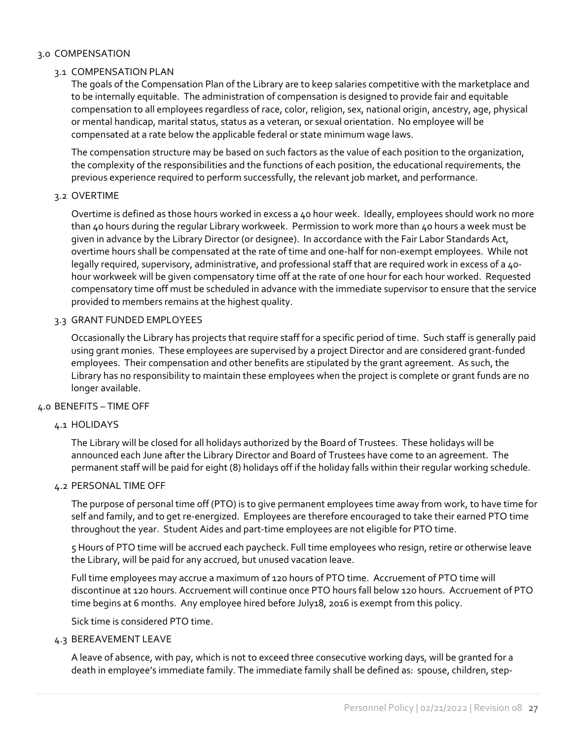# 3.0 COMPENSATION

## 3.1 COMPENSATION PLAN

The goals of the Compensation Plan of the Library are to keep salaries competitive with the marketplace and to be internally equitable. The administration of compensation is designed to provide fair and equitable compensation to all employees regardless of race, color, religion, sex, national origin, ancestry, age, physical or mental handicap, marital status, status as a veteran, or sexual orientation. No employee will be compensated at a rate below the applicable federal or state minimum wage laws.

The compensation structure may be based on such factors as the value of each position to the organization, the complexity of the responsibilities and the functions of each position, the educational requirements, the previous experience required to perform successfully, the relevant job market, and performance.

## 3.2 OVERTIME

Overtime is defined as those hours worked in excess a 40 hour week. Ideally, employees should work no more than 40 hours during the regular Library workweek. Permission to work more than 40 hours a week must be given in advance by the Library Director (or designee). In accordance with the Fair Labor Standards Act, overtime hours shall be compensated at the rate of time and one-half for non-exempt employees. While not legally required, supervisory, administrative, and professional staff that are required work in excess of a 40-hour workweek will be given compensatory time off at the rate of one hour for each hour worked. Requested compensatory time off must be scheduled in advance with the immediate supervisor to ensure that the service provided to members remains at the highest quality.

## 3.3 GRANT FUNDED EMPLOYEES

Occasionally the Library has projects that require staff for a specific period of time. Such staff is generally paid using grant monies. These employees are supervised by a project Director and are considered grant-funded employees. Their compensation and other benefits are stipulated by the grant agreement. As such, the Library has no responsibility to maintain these employees when the project is complete or grant funds are no longer available.

# 4.0 BENEFITS – TIME OFF

## 4.1 HOLIDAYS

The Library will be closed for all holidays authorized by the Board of Trustees. These holidays will be announced each June after the Library Director and Board of Trustees have come to an agreement. The permanent staff will be paid for eight (8) holidays off if the holiday falls within their regular working schedule.

## 4.2 PERSONAL TIME OFF

The purpose of personal time off (PTO) is to give permanent employees time away from work, to have time for self and family, and to get re-energized. Employees are therefore encouraged to take their earned PTO time throughout the year. Student Aides and part-time employees are not eligible for PTO time.

5 Hours of PTO time will be accrued each paycheck. Full time employees who resign, retire or otherwise leave the Library, will be paid for any accrued, but unused vacation leave.

Full time employees may accrue a maximum of 120 hours of PTO time. Accruement of PTO time will discontinue at 120 hours. Accruement will continue once PTO hours fall below 120 hours. Accruement of PTO time begins at 6 months. Any employee hired before July18, 2016 is exempt from this policy.

Sick time is considered PTO time.

## 4.3 BEREAVEMENT LEAVE

A leave of absence, with pay, which is not to exceed three consecutive working days, will be granted for a death in employee's immediate family. The immediate family shall be defined as: spouse, children, step-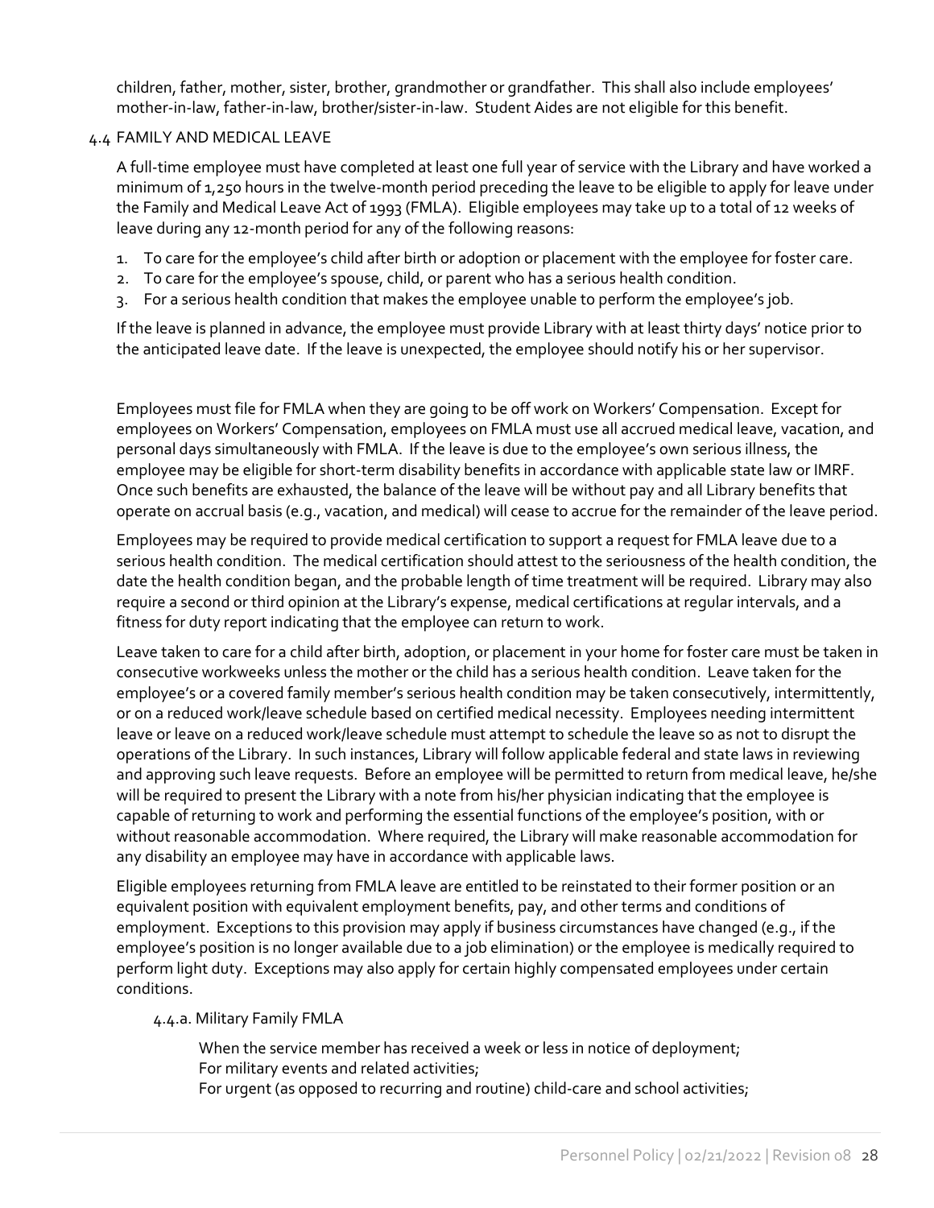children, father, mother, sister, brother, grandmother or grandfather. This shall also include employees' mother-in-law, father-in-law, brother/sister-in-law. Student Aides are not eligible for this benefit.

## 4.4 FAMILY AND MEDICAL LEAVE

A full-time employee must have completed at least one full year of service with the Library and have worked a minimum of 1,250 hours in the twelve-month period preceding the leave to be eligible to apply for leave under the Family and Medical Leave Act of 1993 (FMLA). Eligible employees may take up to a total of 12 weeks of leave during any 12-month period for any of the following reasons:

1. To care for the employee's child after birth or adoption or placement with the employee for foster care.
2. To care for the employee's spouse, child, or parent who has a serious health condition.
3. For a serious health condition that makes the employee unable to perform the employee's job.

If the leave is planned in advance, the employee must provide Library with at least thirty days' notice prior to the anticipated leave date. If the leave is unexpected, the employee should notify his or her supervisor.

Employees must file for FMLA when they are going to be off work on Workers' Compensation. Except for employees on Workers' Compensation, employees on FMLA must use all accrued medical leave, vacation, and personal days simultaneously with FMLA. If the leave is due to the employee's own serious illness, the employee may be eligible for short-term disability benefits in accordance with applicable state law or IMRF. Once such benefits are exhausted, the balance of the leave will be without pay and all Library benefits that operate on accrual basis (e.g., vacation, and medical) will cease to accrue for the remainder of the leave period.

Employees may be required to provide medical certification to support a request for FMLA leave due to a serious health condition. The medical certification should attest to the seriousness of the health condition, the date the health condition began, and the probable length of time treatment will be required. Library may also require a second or third opinion at the Library's expense, medical certifications at regular intervals, and a fitness for duty report indicating that the employee can return to work.

Leave taken to care for a child after birth, adoption, or placement in your home for foster care must be taken in consecutive workweeks unless the mother or the child has a serious health condition. Leave taken for the employee's or a covered family member's serious health condition may be taken consecutively, intermittently, or on a reduced work/leave schedule based on certified medical necessity. Employees needing intermittent leave or leave on a reduced work/leave schedule must attempt to schedule the leave so as not to disrupt the operations of the Library. In such instances, Library will follow applicable federal and state laws in reviewing and approving such leave requests. Before an employee will be permitted to return from medical leave, he/she will be required to present the Library with a note from his/her physician indicating that the employee is capable of returning to work and performing the essential functions of the employee's position, with or without reasonable accommodation. Where required, the Library will make reasonable accommodation for any disability an employee may have in accordance with applicable laws.

Eligible employees returning from FMLA leave are entitled to be reinstated to their former position or an equivalent position with equivalent employment benefits, pay, and other terms and conditions of employment. Exceptions to this provision may apply if business circumstances have changed (e.g., if the employee's position is no longer available due to a job elimination) or the employee is medically required to perform light duty. Exceptions may also apply for certain highly compensated employees under certain conditions.

### 4.4.a. Military Family FMLA

When the service member has received a week or less in notice of deployment;
For military events and related activities;
For urgent (as opposed to recurring and routine) child-care and school activities;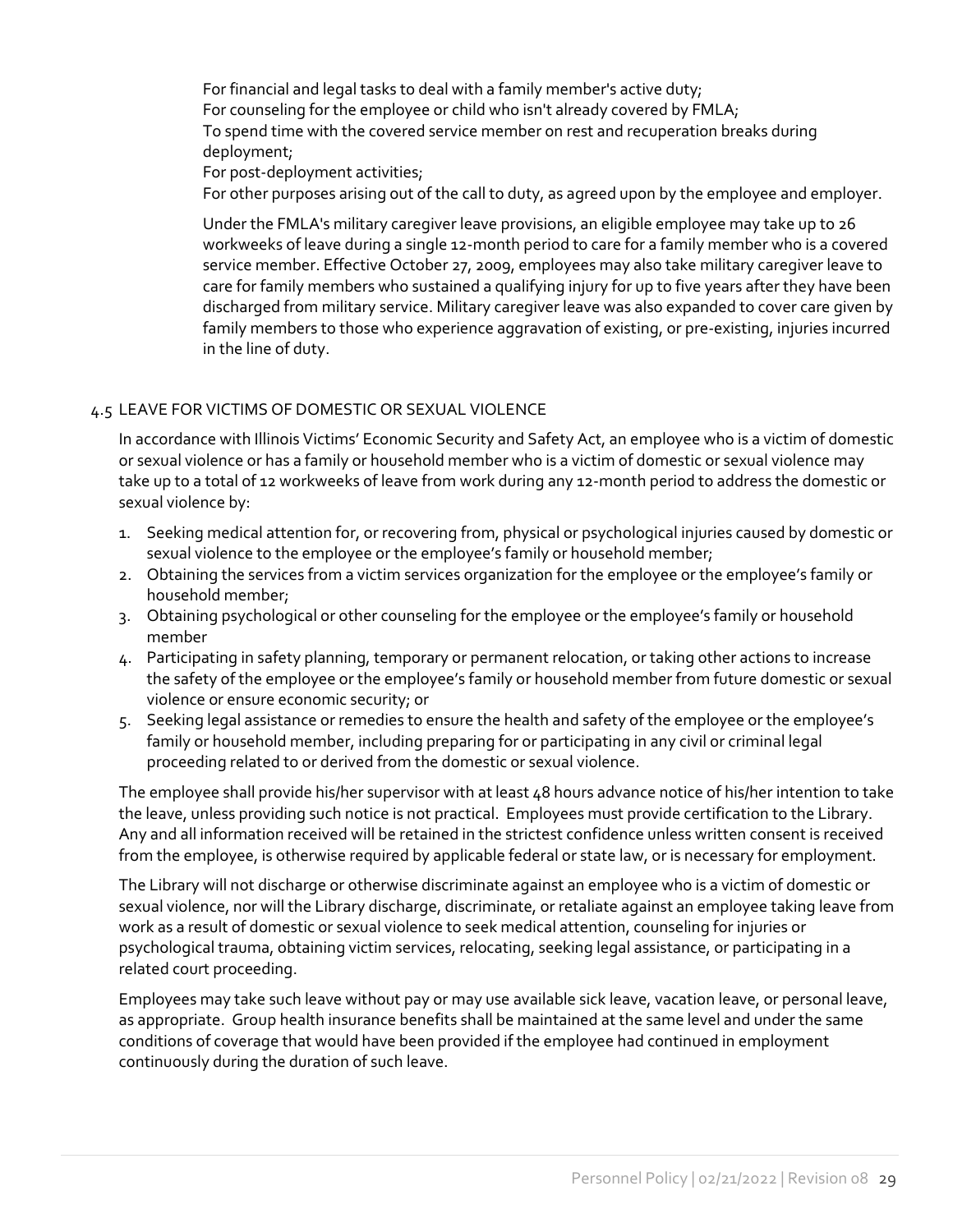For financial and legal tasks to deal with a family member's active duty;
For counseling for the employee or child who isn't already covered by FMLA;
To spend time with the covered service member on rest and recuperation breaks during deployment;
For post-deployment activities;
For other purposes arising out of the call to duty, as agreed upon by the employee and employer.

Under the FMLA's military caregiver leave provisions, an eligible employee may take up to 26 workweeks of leave during a single 12-month period to care for a family member who is a covered service member. Effective October 27, 2009, employees may also take military caregiver leave to care for family members who sustained a qualifying injury for up to five years after they have been discharged from military service. Military caregiver leave was also expanded to cover care given by family members to those who experience aggravation of existing, or pre-existing, injuries incurred in the line of duty.

## 4.5 LEAVE FOR VICTIMS OF DOMESTIC OR SEXUAL VIOLENCE

In accordance with Illinois Victims' Economic Security and Safety Act, an employee who is a victim of domestic or sexual violence or has a family or household member who is a victim of domestic or sexual violence may take up to a total of 12 workweeks of leave from work during any 12-month period to address the domestic or sexual violence by:

1. Seeking medical attention for, or recovering from, physical or psychological injuries caused by domestic or sexual violence to the employee or the employee's family or household member;
2. Obtaining the services from a victim services organization for the employee or the employee's family or household member;
3. Obtaining psychological or other counseling for the employee or the employee's family or household member
4. Participating in safety planning, temporary or permanent relocation, or taking other actions to increase the safety of the employee or the employee's family or household member from future domestic or sexual violence or ensure economic security; or
5. Seeking legal assistance or remedies to ensure the health and safety of the employee or the employee's family or household member, including preparing for or participating in any civil or criminal legal proceeding related to or derived from the domestic or sexual violence.

The employee shall provide his/her supervisor with at least 48 hours advance notice of his/her intention to take the leave, unless providing such notice is not practical. Employees must provide certification to the Library. Any and all information received will be retained in the strictest confidence unless written consent is received from the employee, is otherwise required by applicable federal or state law, or is necessary for employment.

The Library will not discharge or otherwise discriminate against an employee who is a victim of domestic or sexual violence, nor will the Library discharge, discriminate, or retaliate against an employee taking leave from work as a result of domestic or sexual violence to seek medical attention, counseling for injuries or psychological trauma, obtaining victim services, relocating, seeking legal assistance, or participating in a related court proceeding.

Employees may take such leave without pay or may use available sick leave, vacation leave, or personal leave, as appropriate. Group health insurance benefits shall be maintained at the same level and under the same conditions of coverage that would have been provided if the employee had continued in employment continuously during the duration of such leave.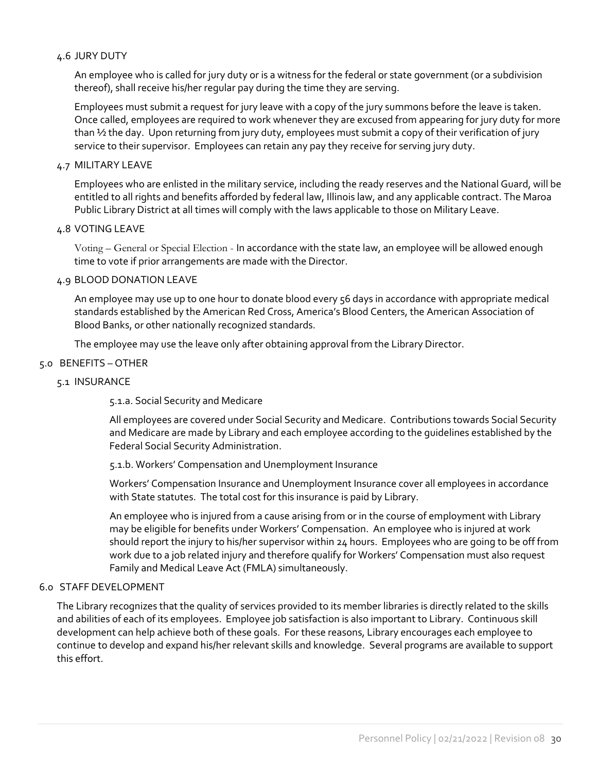### 4.6 JURY DUTY

An employee who is called for jury duty or is a witness for the federal or state government (or a subdivision thereof), shall receive his/her regular pay during the time they are serving.

Employees must submit a request for jury leave with a copy of the jury summons before the leave is taken. Once called, employees are required to work whenever they are excused from appearing for jury duty for more than ½ the day. Upon returning from jury duty, employees must submit a copy of their verification of jury service to their supervisor. Employees can retain any pay they receive for serving jury duty.

### 4.7 MILITARY LEAVE

Employees who are enlisted in the military service, including the ready reserves and the National Guard, will be entitled to all rights and benefits afforded by federal law, Illinois law, and any applicable contract. The Maroa Public Library District at all times will comply with the laws applicable to those on Military Leave.

### 4.8 VOTING LEAVE

Voting – General or Special Election - In accordance with the state law, an employee will be allowed enough time to vote if prior arrangements are made with the Director.

### 4.9 BLOOD DONATION LEAVE

An employee may use up to one hour to donate blood every 56 days in accordance with appropriate medical standards established by the American Red Cross, America's Blood Centers, the American Association of Blood Banks, or other nationally recognized standards.

The employee may use the leave only after obtaining approval from the Library Director.

## 5.0 BENEFITS – OTHER

### 5.1 INSURANCE

5.1.a. Social Security and Medicare

All employees are covered under Social Security and Medicare. Contributions towards Social Security and Medicare are made by Library and each employee according to the guidelines established by the Federal Social Security Administration.

5.1.b. Workers' Compensation and Unemployment Insurance

Workers' Compensation Insurance and Unemployment Insurance cover all employees in accordance with State statutes. The total cost for this insurance is paid by Library.

An employee who is injured from a cause arising from or in the course of employment with Library may be eligible for benefits under Workers' Compensation. An employee who is injured at work should report the injury to his/her supervisor within 24 hours. Employees who are going to be off from work due to a job related injury and therefore qualify for Workers' Compensation must also request Family and Medical Leave Act (FMLA) simultaneously.

## 6.0 STAFF DEVELOPMENT

The Library recognizes that the quality of services provided to its member libraries is directly related to the skills and abilities of each of its employees. Employee job satisfaction is also important to Library. Continuous skill development can help achieve both of these goals. For these reasons, Library encourages each employee to continue to develop and expand his/her relevant skills and knowledge. Several programs are available to support this effort.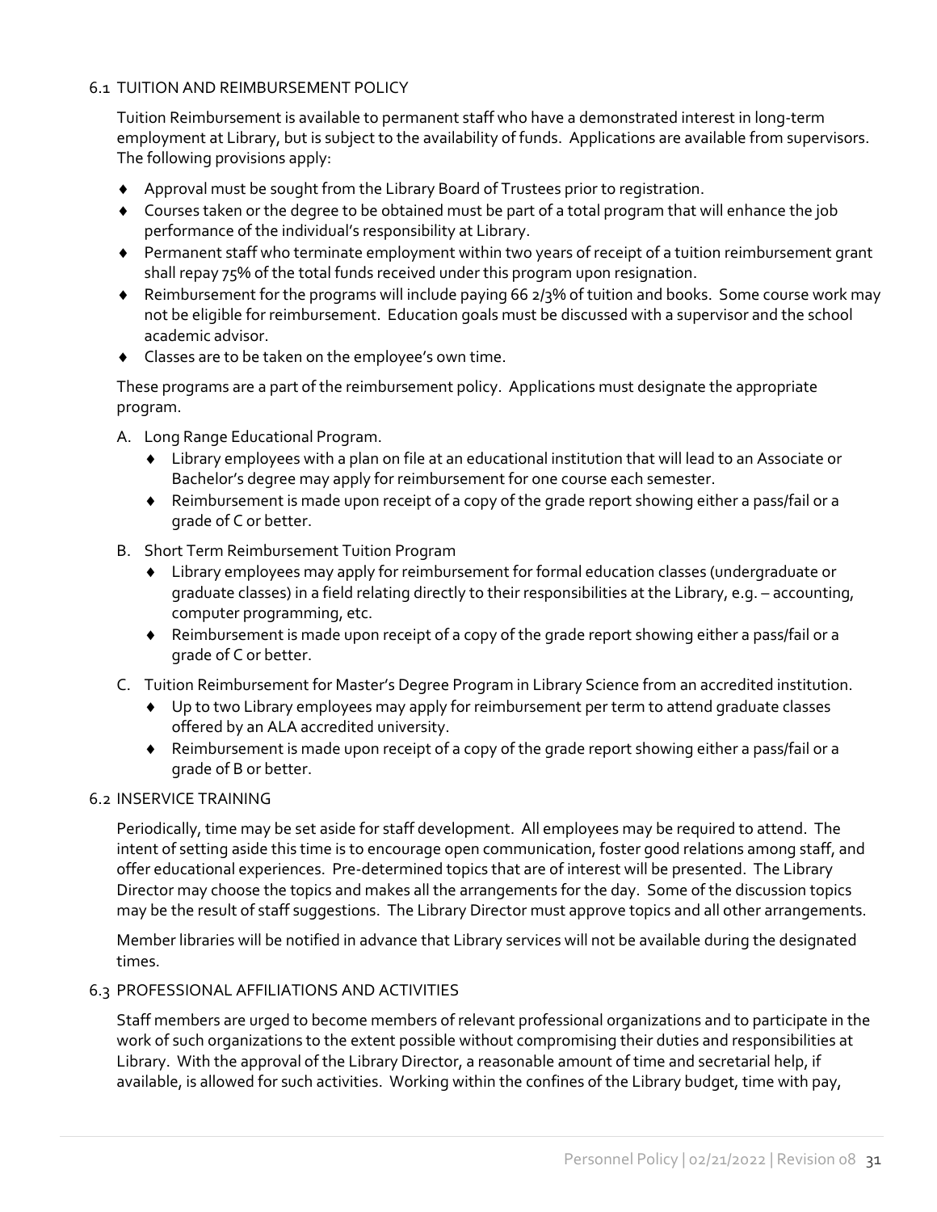### 6.1 TUITION AND REIMBURSEMENT POLICY

Tuition Reimbursement is available to permanent staff who have a demonstrated interest in long-term employment at Library, but is subject to the availability of funds. Applications are available from supervisors. The following provisions apply:

- Approval must be sought from the Library Board of Trustees prior to registration.
- Courses taken or the degree to be obtained must be part of a total program that will enhance the job performance of the individual's responsibility at Library.
- Permanent staff who terminate employment within two years of receipt of a tuition reimbursement grant shall repay 75% of the total funds received under this program upon resignation.
- Reimbursement for the programs will include paying 66 2/3% of tuition and books. Some course work may not be eligible for reimbursement. Education goals must be discussed with a supervisor and the school academic advisor.
- Classes are to be taken on the employee's own time.

These programs are a part of the reimbursement policy. Applications must designate the appropriate program.

A. Long Range Educational Program.
   - Library employees with a plan on file at an educational institution that will lead to an Associate or Bachelor's degree may apply for reimbursement for one course each semester.
   - Reimbursement is made upon receipt of a copy of the grade report showing either a pass/fail or a grade of C or better.

B. Short Term Reimbursement Tuition Program
   - Library employees may apply for reimbursement for formal education classes (undergraduate or graduate classes) in a field relating directly to their responsibilities at the Library, e.g. – accounting, computer programming, etc.
   - Reimbursement is made upon receipt of a copy of the grade report showing either a pass/fail or a grade of C or better.

C. Tuition Reimbursement for Master's Degree Program in Library Science from an accredited institution.
   - Up to two Library employees may apply for reimbursement per term to attend graduate classes offered by an ALA accredited university.
   - Reimbursement is made upon receipt of a copy of the grade report showing either a pass/fail or a grade of B or better.

### 6.2 INSERVICE TRAINING

Periodically, time may be set aside for staff development. All employees may be required to attend. The intent of setting aside this time is to encourage open communication, foster good relations among staff, and offer educational experiences. Pre-determined topics that are of interest will be presented. The Library Director may choose the topics and makes all the arrangements for the day. Some of the discussion topics may be the result of staff suggestions. The Library Director must approve topics and all other arrangements.

Member libraries will be notified in advance that Library services will not be available during the designated times.

### 6.3 PROFESSIONAL AFFILIATIONS AND ACTIVITIES

Staff members are urged to become members of relevant professional organizations and to participate in the work of such organizations to the extent possible without compromising their duties and responsibilities at Library. With the approval of the Library Director, a reasonable amount of time and secretarial help, if available, is allowed for such activities. Working within the confines of the Library budget, time with pay,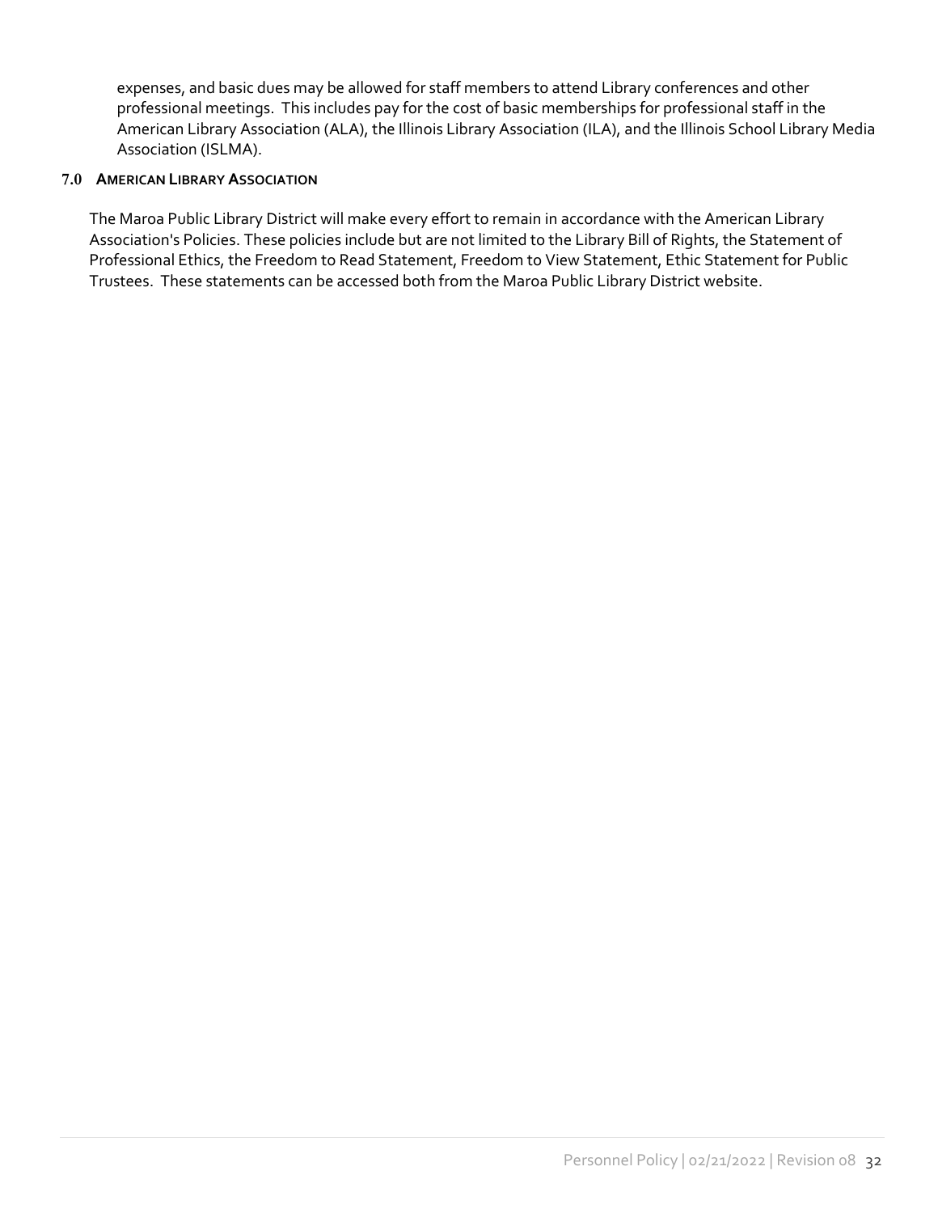expenses, and basic dues may be allowed for staff members to attend Library conferences and other professional meetings. This includes pay for the cost of basic memberships for professional staff in the American Library Association (ALA), the Illinois Library Association (ILA), and the Illinois School Library Media Association (ISLMA).

## 7.0 AMERICAN LIBRARY ASSOCIATION

The Maroa Public Library District will make every effort to remain in accordance with the American Library Association's Policies. These policies include but are not limited to the Library Bill of Rights, the Statement of Professional Ethics, the Freedom to Read Statement, Freedom to View Statement, Ethic Statement for Public Trustees. These statements can be accessed both from the Maroa Public Library District website.